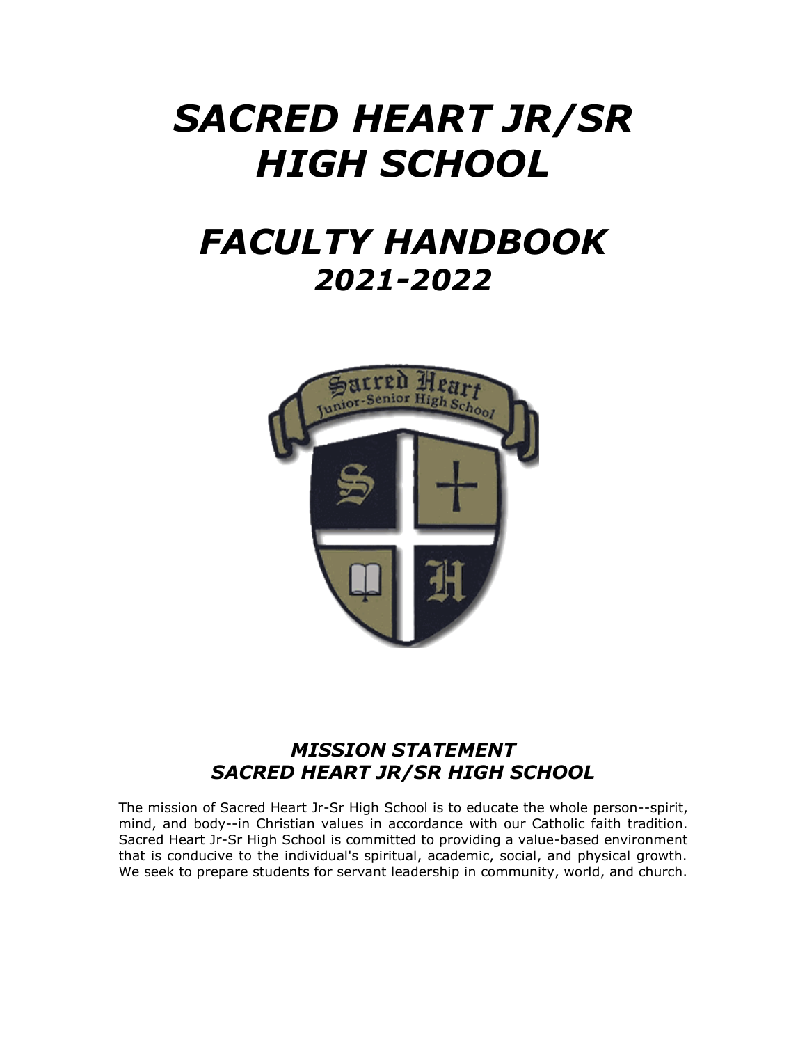# *SACRED HEART JR/SR HIGH SCHOOL*

# *FACULTY HANDBOOK*
## *2021-2022*

### *MISSION STATEMENT*
### *SACRED HEART JR/SR HIGH SCHOOL*

The mission of Sacred Heart Jr-Sr High School is to educate the whole person--spirit, mind, and body--in Christian values in accordance with our Catholic faith tradition. Sacred Heart Jr-Sr High School is committed to providing a value-based environment that is conducive to the individual's spiritual, academic, social, and physical growth. We seek to prepare students for servant leadership in community, world, and church.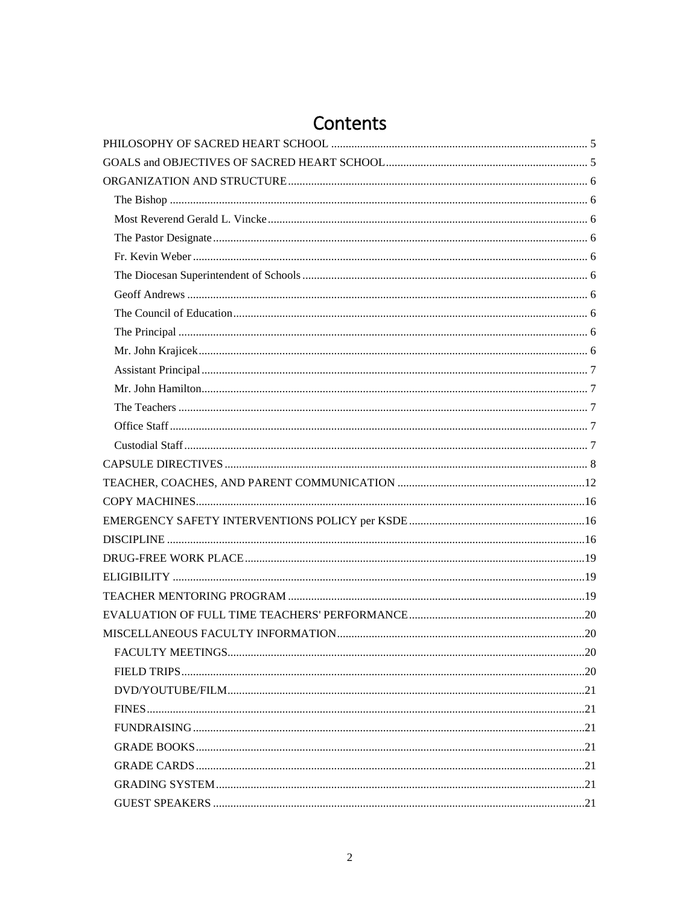# Contents

- PHILOSOPHY OF SACRED HEART SCHOOL ........ 5
- GOALS and OBJECTIVES OF SACRED HEART SCHOOL ........ 5
- ORGANIZATION AND STRUCTURE ........ 6
  - The Bishop ........ 6
  - Most Reverend Gerald L. Vincke ........ 6
  - The Pastor Designate ........ 6
  - Fr. Kevin Weber ........ 6
  - The Diocesan Superintendent of Schools ........ 6
  - Geoff Andrews ........ 6
  - The Council of Education ........ 6
  - The Principal ........ 6
  - Mr. John Krajicek ........ 6
  - Assistant Principal ........ 7
  - Mr. John Hamilton ........ 7
  - The Teachers ........ 7
  - Office Staff ........ 7
  - Custodial Staff ........ 7
- CAPSULE DIRECTIVES ........ 8
- TEACHER, COACHES, AND PARENT COMMUNICATION ........ 12
- COPY MACHINES ........ 16
- EMERGENCY SAFETY INTERVENTIONS POLICY per KSDE ........ 16
- DISCIPLINE ........ 16
- DRUG-FREE WORK PLACE ........ 19
- ELIGIBILITY ........ 19
- TEACHER MENTORING PROGRAM ........ 19
- EVALUATION OF FULL TIME TEACHERS' PERFORMANCE ........ 20
- MISCELLANEOUS FACULTY INFORMATION ........ 20
  - FACULTY MEETINGS ........ 20
  - FIELD TRIPS ........ 20
  - DVD/YOUTUBE/FILM ........ 21
  - FINES ........ 21
  - FUNDRAISING ........ 21
  - GRADE BOOKS ........ 21
  - GRADE CARDS ........ 21
  - GRADING SYSTEM ........ 21
  - GUEST SPEAKERS ........ 21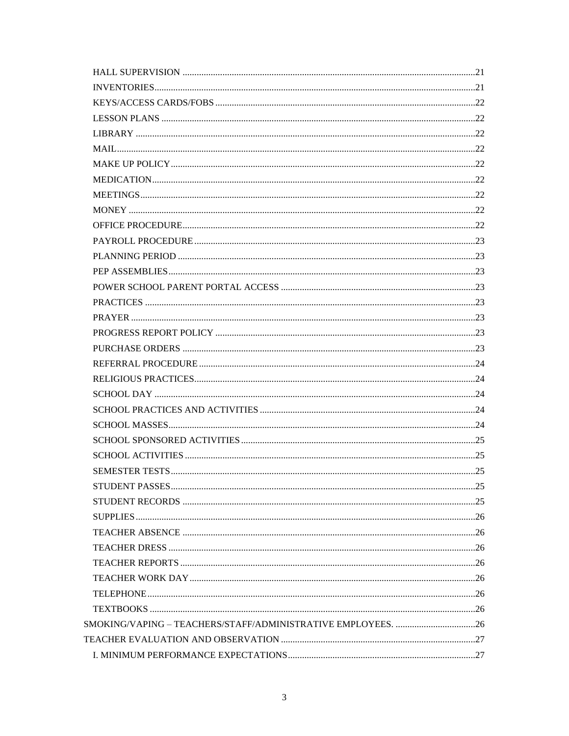HALL SUPERVISION ....................................................................................................................21
INVENTORIES..........................................................................................................................21
KEYS/ACCESS CARDS/FOBS ..................................................................................................22
LESSON PLANS .......................................................................................................................22
LIBRARY ................................................................................................................................22
MAIL.......................................................................................................................................22
MAKE UP POLICY ..................................................................................................................22
MEDICATION..........................................................................................................................22
MEETINGS..............................................................................................................................22
MONEY ...................................................................................................................................22
OFFICE PROCEDURE..............................................................................................................22
PAYROLL PROCEDURE...........................................................................................................23
PLANNING PERIOD ................................................................................................................23
PEP ASSEMBLIES....................................................................................................................23
POWER SCHOOL PARENT PORTAL ACCESS ...........................................................................23
PRACTICES .............................................................................................................................23
PRAYER ..................................................................................................................................23
PROGRESS REPORT POLICY ...................................................................................................23
PURCHASE ORDERS ...............................................................................................................23
REFERRAL PROCEDURE..........................................................................................................24
RELIGIOUS PRACTICES...........................................................................................................24
SCHOOL DAY ..........................................................................................................................24
SCHOOL PRACTICES AND ACTIVITIES ....................................................................................24
SCHOOL MASSES....................................................................................................................24
SCHOOL SPONSORED ACTIVITIES...........................................................................................25
SCHOOL ACTIVITIES ...............................................................................................................25
SEMESTER TESTS....................................................................................................................25
STUDENT PASSES....................................................................................................................25
STUDENT RECORDS ...............................................................................................................25
SUPPLIES.................................................................................................................................26
TEACHER ABSENCE ................................................................................................................26
TEACHER DRESS .....................................................................................................................26
TEACHER REPORTS ................................................................................................................26
TEACHER WORK DAY..............................................................................................................26
TELEPHONE.............................................................................................................................26
TEXTBOOKS ............................................................................................................................26
SMOKING/VAPING – TEACHERS/STAFF/ADMINISTRATIVE EMPLOYEES. ...................................26
TEACHER EVALUATION AND OBSERVATION ...............................................................................27
I. MINIMUM PERFORMANCE EXPECTATIONS..................................................................................27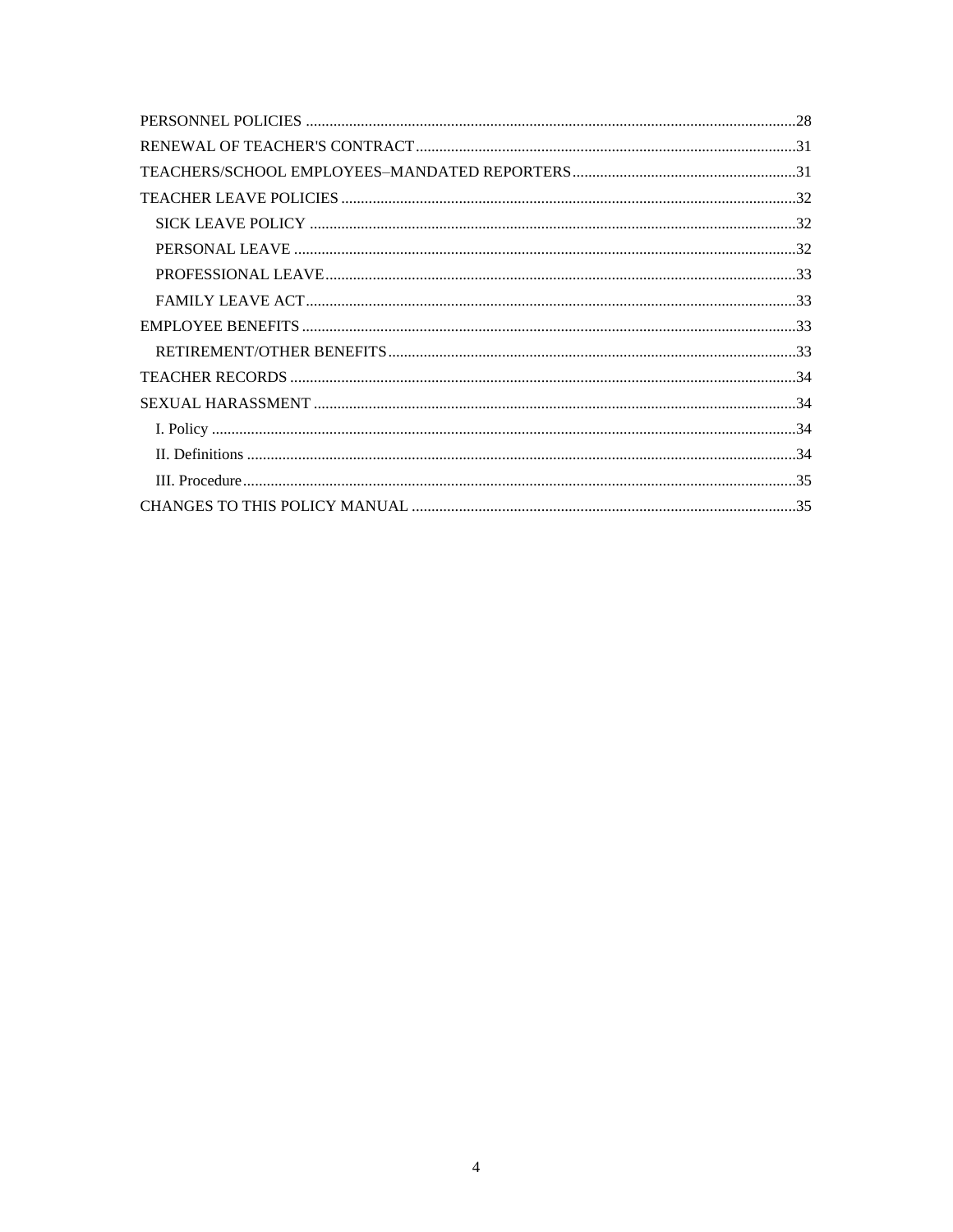PERSONNEL POLICIES ............................................................................................................................28
RENEWAL OF TEACHER'S CONTRACT................................................................................................31
TEACHERS/SCHOOL EMPLOYEES–MANDATED REPORTERS.........................................................31
TEACHER LEAVE POLICIES ...................................................................................................................32
    SICK LEAVE POLICY ...........................................................................................................................32
    PERSONAL LEAVE ...............................................................................................................................32
    PROFESSIONAL LEAVE.......................................................................................................................33
    FAMILY LEAVE ACT............................................................................................................................33
EMPLOYEE BENEFITS .............................................................................................................................33
    RETIREMENT/OTHER BENEFITS.......................................................................................................33
TEACHER RECORDS ................................................................................................................................34
SEXUAL HARASSMENT ..........................................................................................................................34
    I. Policy .....................................................................................................................................................34
    II. Definitions ............................................................................................................................................34
    III. Procedure.............................................................................................................................................35
CHANGES TO THIS POLICY MANUAL .................................................................................................35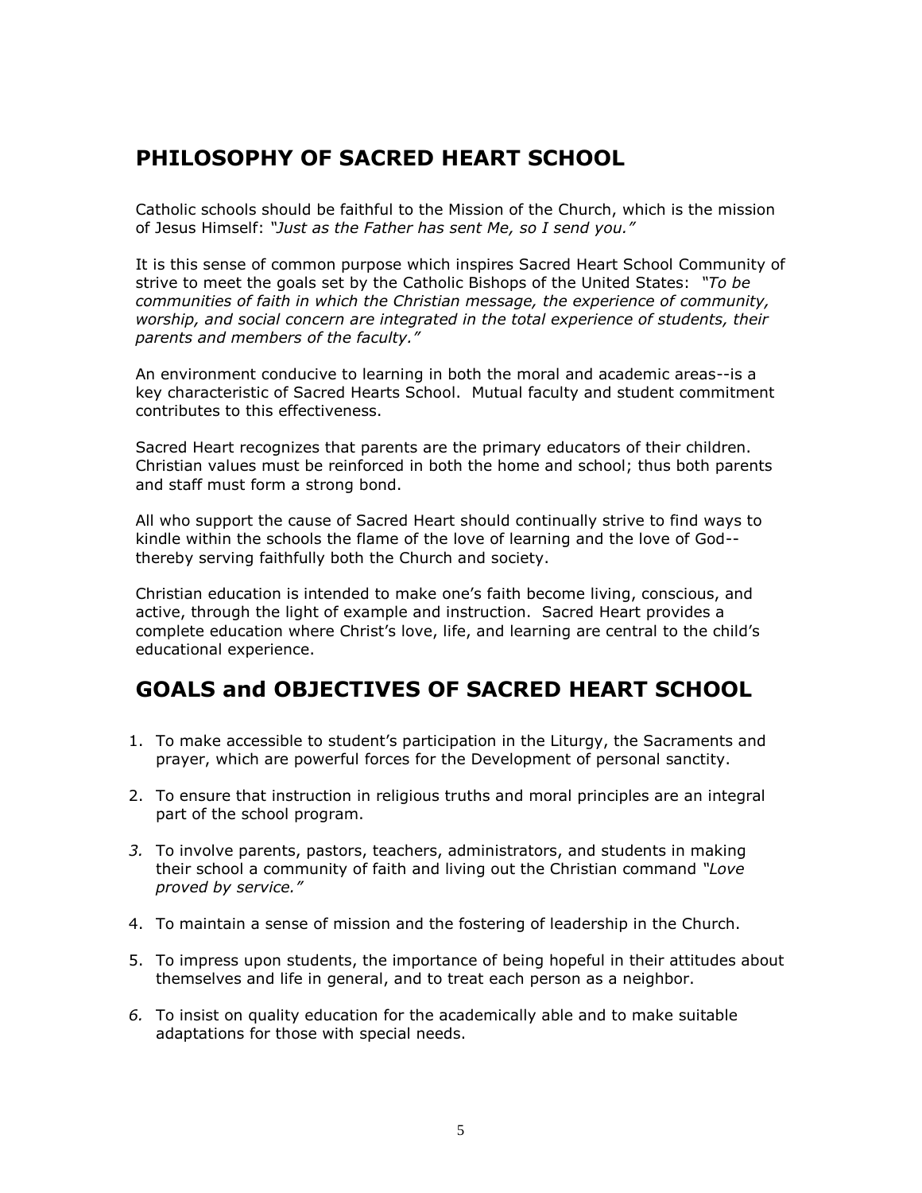## PHILOSOPHY OF SACRED HEART SCHOOL

Catholic schools should be faithful to the Mission of the Church, which is the mission of Jesus Himself: *"Just as the Father has sent Me, so I send you."*

It is this sense of common purpose which inspires Sacred Heart School Community of strive to meet the goals set by the Catholic Bishops of the United States: *"To be communities of faith in which the Christian message, the experience of community, worship, and social concern are integrated in the total experience of students, their parents and members of the faculty."*

An environment conducive to learning in both the moral and academic areas--is a key characteristic of Sacred Hearts School. Mutual faculty and student commitment contributes to this effectiveness.

Sacred Heart recognizes that parents are the primary educators of their children. Christian values must be reinforced in both the home and school; thus both parents and staff must form a strong bond.

All who support the cause of Sacred Heart should continually strive to find ways to kindle within the schools the flame of the love of learning and the love of God--thereby serving faithfully both the Church and society.

Christian education is intended to make one's faith become living, conscious, and active, through the light of example and instruction. Sacred Heart provides a complete education where Christ's love, life, and learning are central to the child's educational experience.

## GOALS and OBJECTIVES OF SACRED HEART SCHOOL

1. To make accessible to student's participation in the Liturgy, the Sacraments and prayer, which are powerful forces for the Development of personal sanctity.
2. To ensure that instruction in religious truths and moral principles are an integral part of the school program.
3. To involve parents, pastors, teachers, administrators, and students in making their school a community of faith and living out the Christian command *"Love proved by service."*
4. To maintain a sense of mission and the fostering of leadership in the Church.
5. To impress upon students, the importance of being hopeful in their attitudes about themselves and life in general, and to treat each person as a neighbor.
6. To insist on quality education for the academically able and to make suitable adaptations for those with special needs.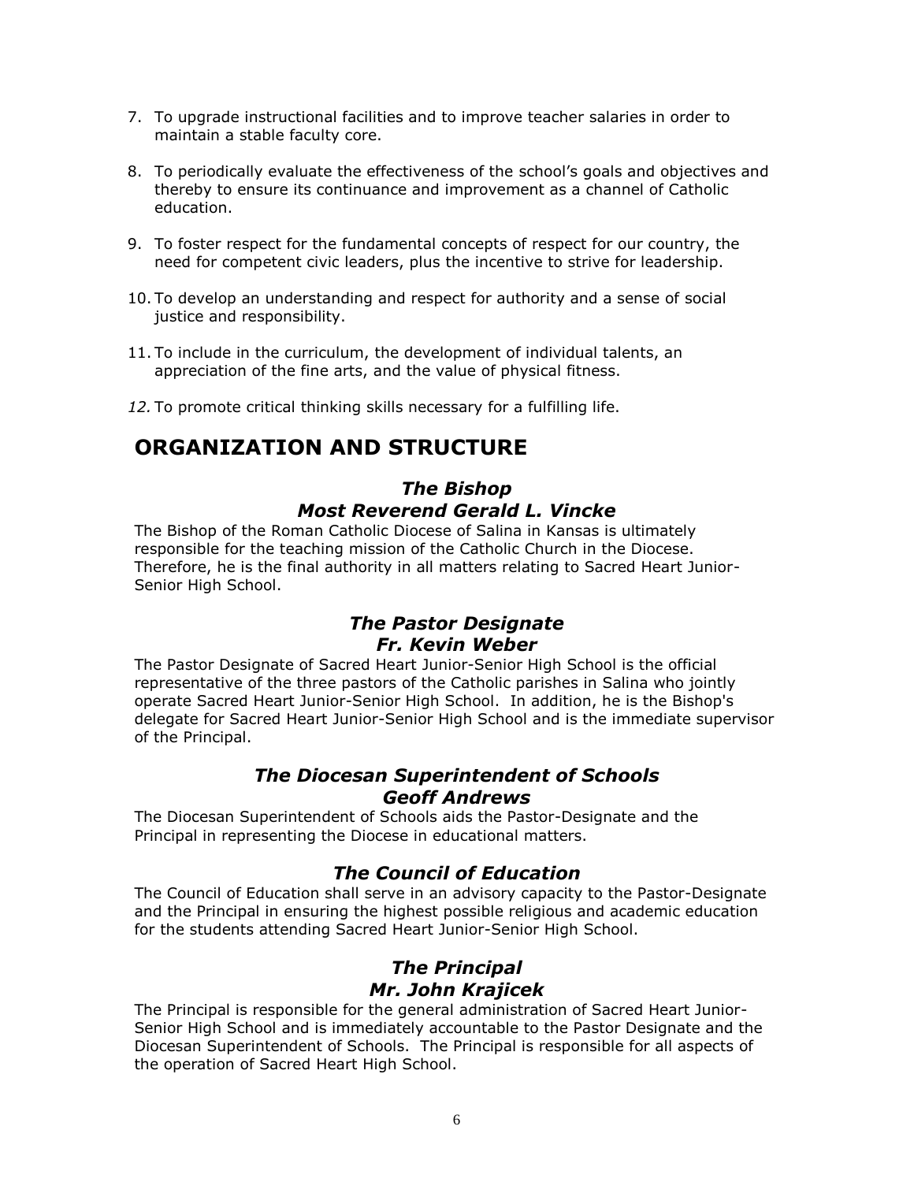7. To upgrade instructional facilities and to improve teacher salaries in order to maintain a stable faculty core.

8. To periodically evaluate the effectiveness of the school's goals and objectives and thereby to ensure its continuance and improvement as a channel of Catholic education.

9. To foster respect for the fundamental concepts of respect for our country, the need for competent civic leaders, plus the incentive to strive for leadership.

10. To develop an understanding and respect for authority and a sense of social justice and responsibility.

11. To include in the curriculum, the development of individual talents, an appreciation of the fine arts, and the value of physical fitness.

*12.* To promote critical thinking skills necessary for a fulfilling life.

# ORGANIZATION AND STRUCTURE

### *The Bishop*
### *Most Reverend Gerald L. Vincke*

The Bishop of the Roman Catholic Diocese of Salina in Kansas is ultimately responsible for the teaching mission of the Catholic Church in the Diocese. Therefore, he is the final authority in all matters relating to Sacred Heart Junior-Senior High School.

### *The Pastor Designate*
### *Fr. Kevin Weber*

The Pastor Designate of Sacred Heart Junior-Senior High School is the official representative of the three pastors of the Catholic parishes in Salina who jointly operate Sacred Heart Junior-Senior High School. In addition, he is the Bishop's delegate for Sacred Heart Junior-Senior High School and is the immediate supervisor of the Principal.

### *The Diocesan Superintendent of Schools*
### *Geoff Andrews*

The Diocesan Superintendent of Schools aids the Pastor-Designate and the Principal in representing the Diocese in educational matters.

### *The Council of Education*

The Council of Education shall serve in an advisory capacity to the Pastor-Designate and the Principal in ensuring the highest possible religious and academic education for the students attending Sacred Heart Junior-Senior High School.

### *The Principal*
### *Mr. John Krajicek*

The Principal is responsible for the general administration of Sacred Heart Junior-Senior High School and is immediately accountable to the Pastor Designate and the Diocesan Superintendent of Schools. The Principal is responsible for all aspects of the operation of Sacred Heart High School.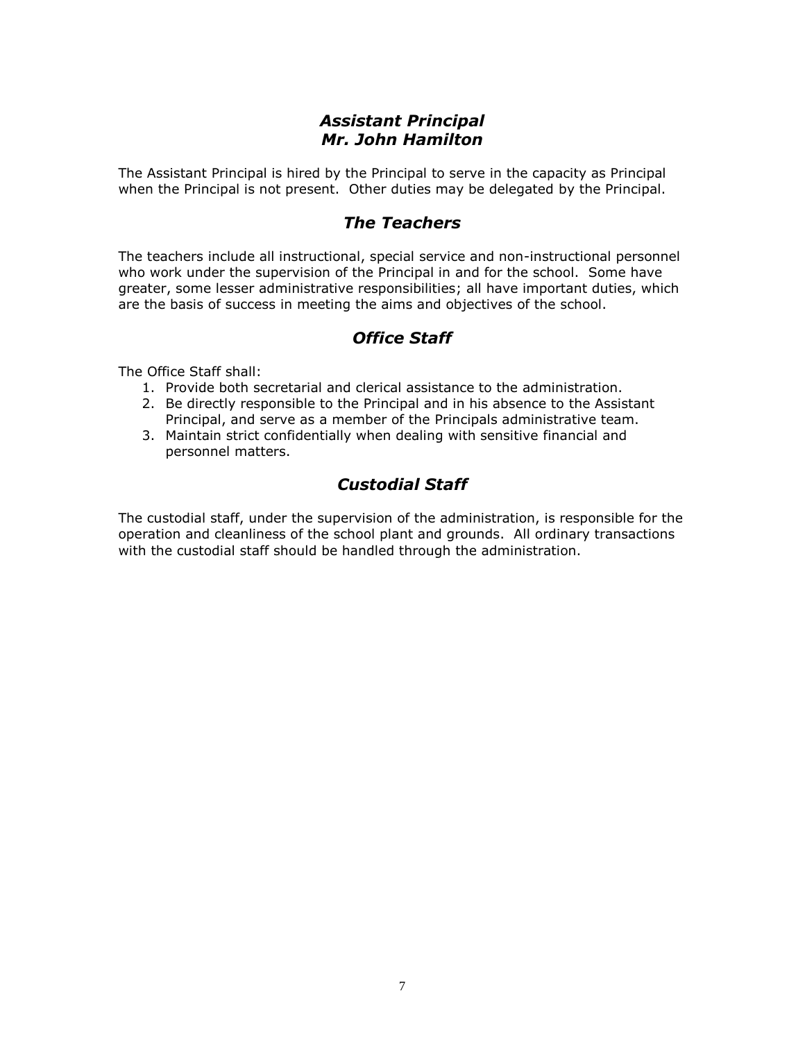## *Assistant Principal*
## *Mr. John Hamilton*

The Assistant Principal is hired by the Principal to serve in the capacity as Principal when the Principal is not present. Other duties may be delegated by the Principal.

## *The Teachers*

The teachers include all instructional, special service and non-instructional personnel who work under the supervision of the Principal in and for the school. Some have greater, some lesser administrative responsibilities; all have important duties, which are the basis of success in meeting the aims and objectives of the school.

## *Office Staff*

The Office Staff shall:

1. Provide both secretarial and clerical assistance to the administration.
2. Be directly responsible to the Principal and in his absence to the Assistant Principal, and serve as a member of the Principals administrative team.
3. Maintain strict confidentially when dealing with sensitive financial and personnel matters.

## *Custodial Staff*

The custodial staff, under the supervision of the administration, is responsible for the operation and cleanliness of the school plant and grounds. All ordinary transactions with the custodial staff should be handled through the administration.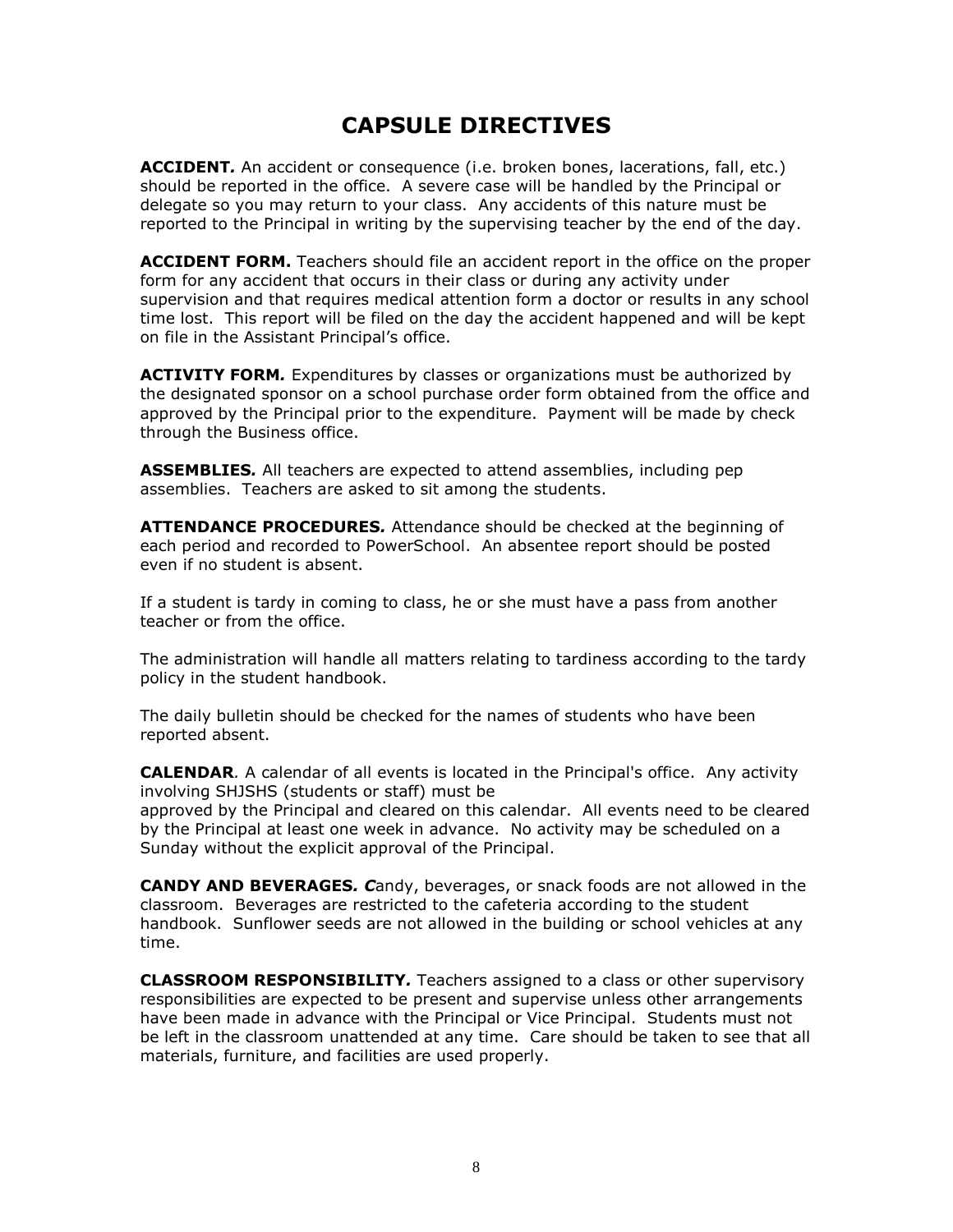# CAPSULE DIRECTIVES

***ACCIDENT.*** An accident or consequence (i.e. broken bones, lacerations, fall, etc.) should be reported in the office. A severe case will be handled by the Principal or delegate so you may return to your class. Any accidents of this nature must be reported to the Principal in writing by the supervising teacher by the end of the day.

**ACCIDENT FORM.** Teachers should file an accident report in the office on the proper form for any accident that occurs in their class or during any activity under supervision and that requires medical attention form a doctor or results in any school time lost. This report will be filed on the day the accident happened and will be kept on file in the Assistant Principal's office.

***ACTIVITY FORM.*** Expenditures by classes or organizations must be authorized by the designated sponsor on a school purchase order form obtained from the office and approved by the Principal prior to the expenditure. Payment will be made by check through the Business office.

***ASSEMBLIES.*** All teachers are expected to attend assemblies, including pep assemblies. Teachers are asked to sit among the students.

***ATTENDANCE PROCEDURES.*** Attendance should be checked at the beginning of each period and recorded to PowerSchool. An absentee report should be posted even if no student is absent.

If a student is tardy in coming to class, he or she must have a pass from another teacher or from the office.

The administration will handle all matters relating to tardiness according to the tardy policy in the student handbook.

The daily bulletin should be checked for the names of students who have been reported absent.

***CALENDAR.*** A calendar of all events is located in the Principal's office. Any activity involving SHJSHS (students or staff) must be approved by the Principal and cleared on this calendar. All events need to be cleared by the Principal at least one week in advance. No activity may be scheduled on a Sunday without the explicit approval of the Principal.

***CANDY AND BEVERAGES. C***andy, beverages, or snack foods are not allowed in the classroom. Beverages are restricted to the cafeteria according to the student handbook. Sunflower seeds are not allowed in the building or school vehicles at any time.

***CLASSROOM RESPONSIBILITY.*** Teachers assigned to a class or other supervisory responsibilities are expected to be present and supervise unless other arrangements have been made in advance with the Principal or Vice Principal. Students must not be left in the classroom unattended at any time. Care should be taken to see that all materials, furniture, and facilities are used properly.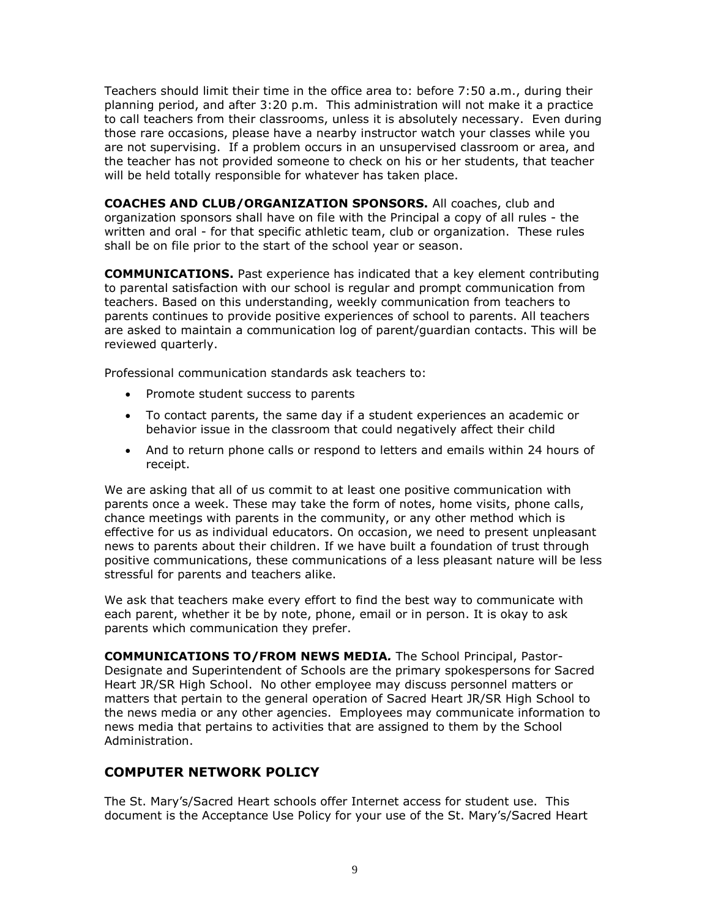Teachers should limit their time in the office area to: before 7:50 a.m., during their planning period, and after 3:20 p.m. This administration will not make it a practice to call teachers from their classrooms, unless it is absolutely necessary. Even during those rare occasions, please have a nearby instructor watch your classes while you are not supervising. If a problem occurs in an unsupervised classroom or area, and the teacher has not provided someone to check on his or her students, that teacher will be held totally responsible for whatever has taken place.

**COACHES AND CLUB/ORGANIZATION SPONSORS.** All coaches, club and organization sponsors shall have on file with the Principal a copy of all rules - the written and oral - for that specific athletic team, club or organization. These rules shall be on file prior to the start of the school year or season.

**COMMUNICATIONS.** Past experience has indicated that a key element contributing to parental satisfaction with our school is regular and prompt communication from teachers. Based on this understanding, weekly communication from teachers to parents continues to provide positive experiences of school to parents. All teachers are asked to maintain a communication log of parent/guardian contacts. This will be reviewed quarterly.

Professional communication standards ask teachers to:

- Promote student success to parents
- To contact parents, the same day if a student experiences an academic or behavior issue in the classroom that could negatively affect their child
- And to return phone calls or respond to letters and emails within 24 hours of receipt.

We are asking that all of us commit to at least one positive communication with parents once a week. These may take the form of notes, home visits, phone calls, chance meetings with parents in the community, or any other method which is effective for us as individual educators. On occasion, we need to present unpleasant news to parents about their children. If we have built a foundation of trust through positive communications, these communications of a less pleasant nature will be less stressful for parents and teachers alike.

We ask that teachers make every effort to find the best way to communicate with each parent, whether it be by note, phone, email or in person. It is okay to ask parents which communication they prefer.

***COMMUNICATIONS TO/FROM NEWS MEDIA.*** The School Principal, Pastor-Designate and Superintendent of Schools are the primary spokespersons for Sacred Heart JR/SR High School. No other employee may discuss personnel matters or matters that pertain to the general operation of Sacred Heart JR/SR High School to the news media or any other agencies. Employees may communicate information to news media that pertains to activities that are assigned to them by the School Administration.

## COMPUTER NETWORK POLICY

The St. Mary's/Sacred Heart schools offer Internet access for student use. This document is the Acceptance Use Policy for your use of the St. Mary's/Sacred Heart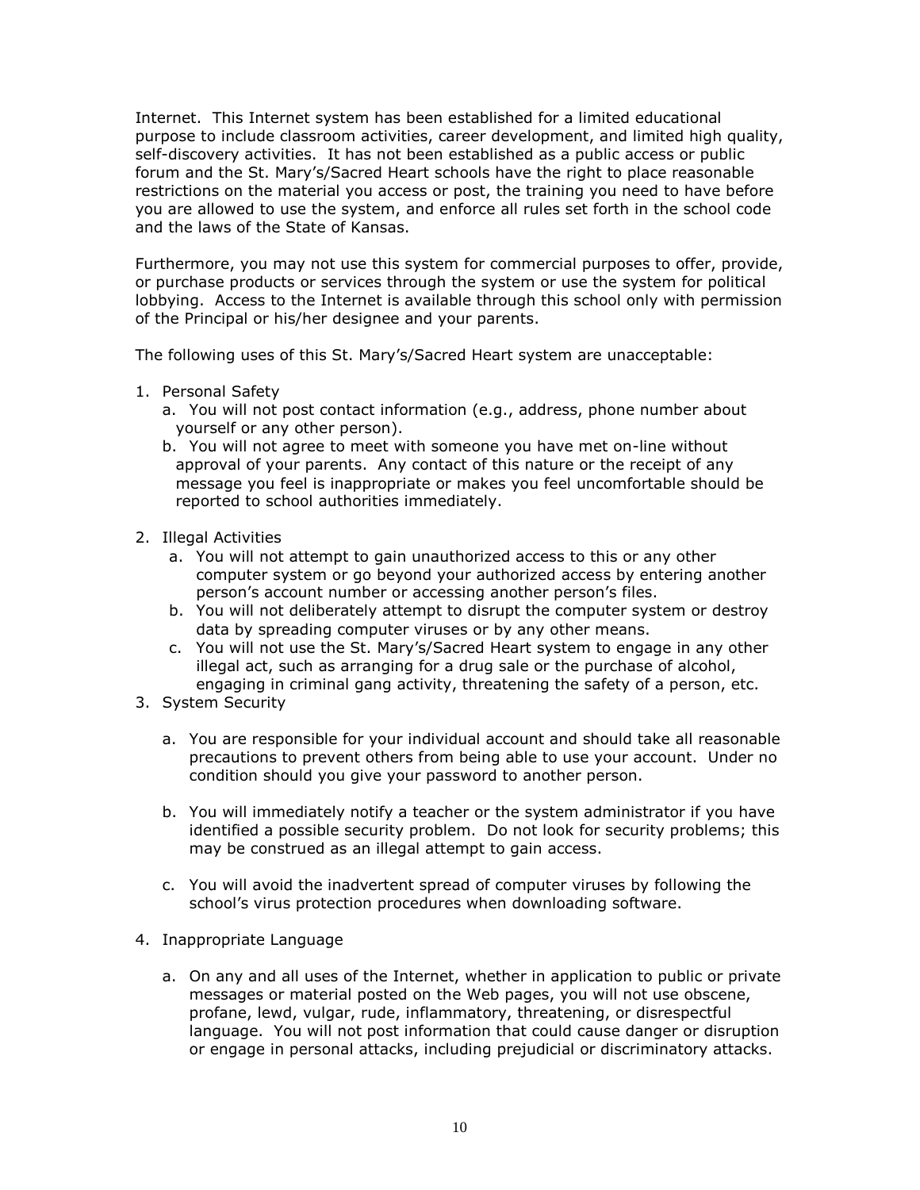Internet. This Internet system has been established for a limited educational purpose to include classroom activities, career development, and limited high quality, self-discovery activities. It has not been established as a public access or public forum and the St. Mary's/Sacred Heart schools have the right to place reasonable restrictions on the material you access or post, the training you need to have before you are allowed to use the system, and enforce all rules set forth in the school code and the laws of the State of Kansas.

Furthermore, you may not use this system for commercial purposes to offer, provide, or purchase products or services through the system or use the system for political lobbying. Access to the Internet is available through this school only with permission of the Principal or his/her designee and your parents.

The following uses of this St. Mary's/Sacred Heart system are unacceptable:

1. Personal Safety
   a. You will not post contact information (e.g., address, phone number about yourself or any other person).
   b. You will not agree to meet with someone you have met on-line without approval of your parents. Any contact of this nature or the receipt of any message you feel is inappropriate or makes you feel uncomfortable should be reported to school authorities immediately.

2. Illegal Activities
   a. You will not attempt to gain unauthorized access to this or any other computer system or go beyond your authorized access by entering another person's account number or accessing another person's files.
   b. You will not deliberately attempt to disrupt the computer system or destroy data by spreading computer viruses or by any other means.
   c. You will not use the St. Mary's/Sacred Heart system to engage in any other illegal act, such as arranging for a drug sale or the purchase of alcohol, engaging in criminal gang activity, threatening the safety of a person, etc.

3. System Security

   a. You are responsible for your individual account and should take all reasonable precautions to prevent others from being able to use your account. Under no condition should you give your password to another person.

   b. You will immediately notify a teacher or the system administrator if you have identified a possible security problem. Do not look for security problems; this may be construed as an illegal attempt to gain access.

   c. You will avoid the inadvertent spread of computer viruses by following the school's virus protection procedures when downloading software.

4. Inappropriate Language

   a. On any and all uses of the Internet, whether in application to public or private messages or material posted on the Web pages, you will not use obscene, profane, lewd, vulgar, rude, inflammatory, threatening, or disrespectful language. You will not post information that could cause danger or disruption or engage in personal attacks, including prejudicial or discriminatory attacks.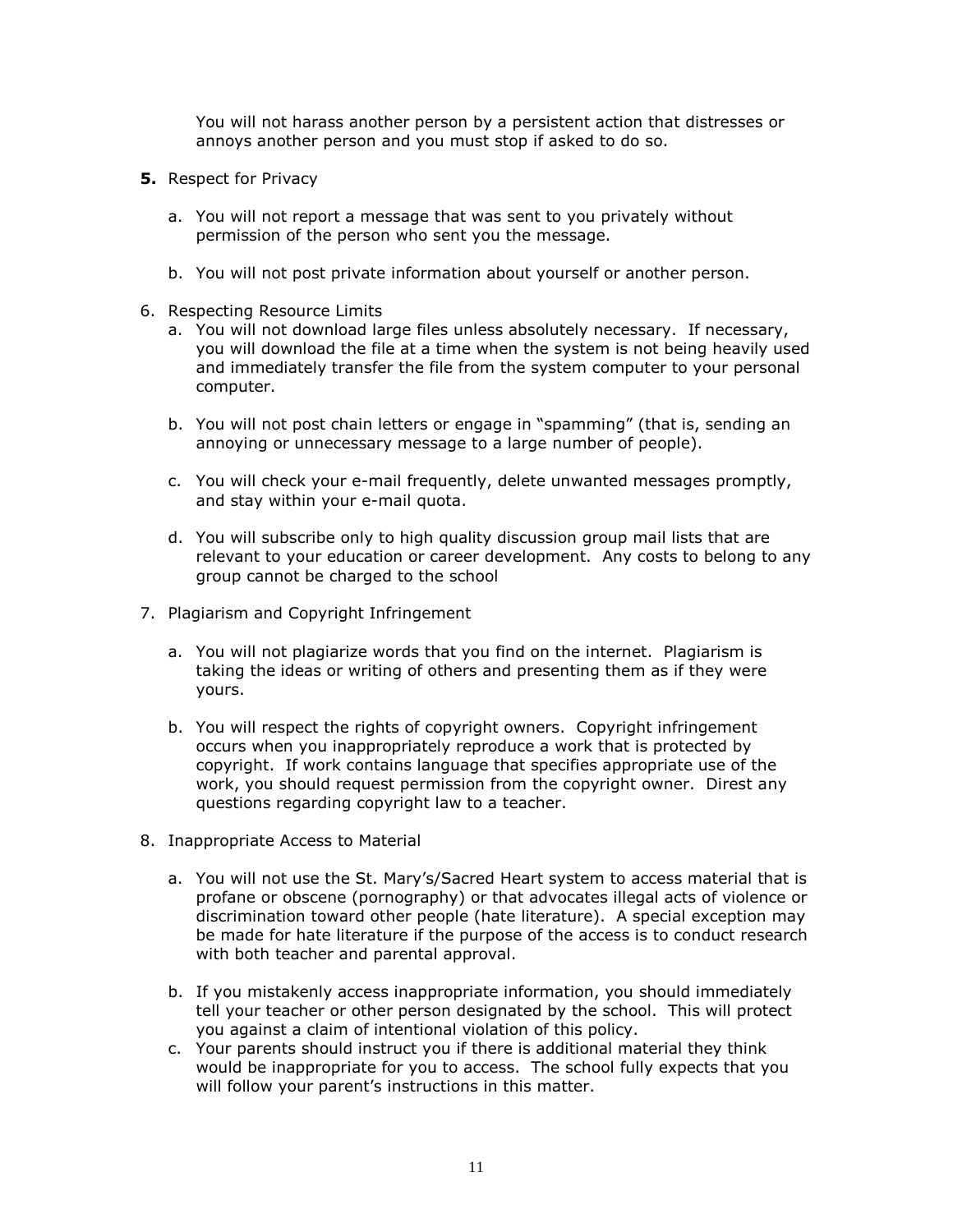You will not harass another person by a persistent action that distresses or annoys another person and you must stop if asked to do so.

**5.** Respect for Privacy

   a. You will not report a message that was sent to you privately without permission of the person who sent you the message.

   b. You will not post private information about yourself or another person.

6. Respecting Resource Limits

   a. You will not download large files unless absolutely necessary. If necessary, you will download the file at a time when the system is not being heavily used and immediately transfer the file from the system computer to your personal computer.

   b. You will not post chain letters or engage in "spamming" (that is, sending an annoying or unnecessary message to a large number of people).

   c. You will check your e-mail frequently, delete unwanted messages promptly, and stay within your e-mail quota.

   d. You will subscribe only to high quality discussion group mail lists that are relevant to your education or career development. Any costs to belong to any group cannot be charged to the school

7. Plagiarism and Copyright Infringement

   a. You will not plagiarize words that you find on the internet. Plagiarism is taking the ideas or writing of others and presenting them as if they were yours.

   b. You will respect the rights of copyright owners. Copyright infringement occurs when you inappropriately reproduce a work that is protected by copyright. If work contains language that specifies appropriate use of the work, you should request permission from the copyright owner. Direst any questions regarding copyright law to a teacher.

8. Inappropriate Access to Material

   a. You will not use the St. Mary's/Sacred Heart system to access material that is profane or obscene (pornography) or that advocates illegal acts of violence or discrimination toward other people (hate literature). A special exception may be made for hate literature if the purpose of the access is to conduct research with both teacher and parental approval.

   b. If you mistakenly access inappropriate information, you should immediately tell your teacher or other person designated by the school. This will protect you against a claim of intentional violation of this policy.

   c. Your parents should instruct you if there is additional material they think would be inappropriate for you to access. The school fully expects that you will follow your parent's instructions in this matter.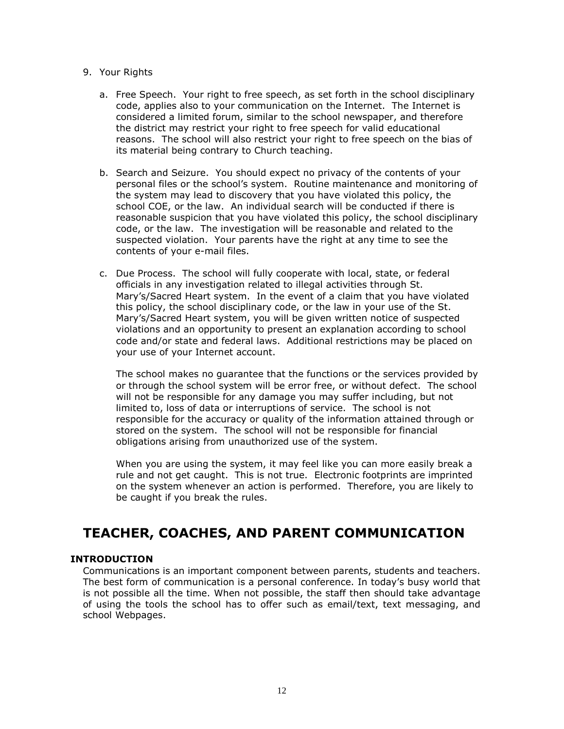9. Your Rights

   a. Free Speech. Your right to free speech, as set forth in the school disciplinary code, applies also to your communication on the Internet. The Internet is considered a limited forum, similar to the school newspaper, and therefore the district may restrict your right to free speech for valid educational reasons. The school will also restrict your right to free speech on the bias of its material being contrary to Church teaching.

   b. Search and Seizure. You should expect no privacy of the contents of your personal files or the school's system. Routine maintenance and monitoring of the system may lead to discovery that you have violated this policy, the school COE, or the law. An individual search will be conducted if there is reasonable suspicion that you have violated this policy, the school disciplinary code, or the law. The investigation will be reasonable and related to the suspected violation. Your parents have the right at any time to see the contents of your e-mail files.

   c. Due Process. The school will fully cooperate with local, state, or federal officials in any investigation related to illegal activities through St. Mary's/Sacred Heart system. In the event of a claim that you have violated this policy, the school disciplinary code, or the law in your use of the St. Mary's/Sacred Heart system, you will be given written notice of suspected violations and an opportunity to present an explanation according to school code and/or state and federal laws. Additional restrictions may be placed on your use of your Internet account.

   The school makes no guarantee that the functions or the services provided by or through the school system will be error free, or without defect. The school will not be responsible for any damage you may suffer including, but not limited to, loss of data or interruptions of service. The school is not responsible for the accuracy or quality of the information attained through or stored on the system. The school will not be responsible for financial obligations arising from unauthorized use of the system.

   When you are using the system, it may feel like you can more easily break a rule and not get caught. This is not true. Electronic footprints are imprinted on the system whenever an action is performed. Therefore, you are likely to be caught if you break the rules.

# TEACHER, COACHES, AND PARENT COMMUNICATION

**INTRODUCTION**

Communications is an important component between parents, students and teachers. The best form of communication is a personal conference. In today's busy world that is not possible all the time. When not possible, the staff then should take advantage of using the tools the school has to offer such as email/text, text messaging, and school Webpages.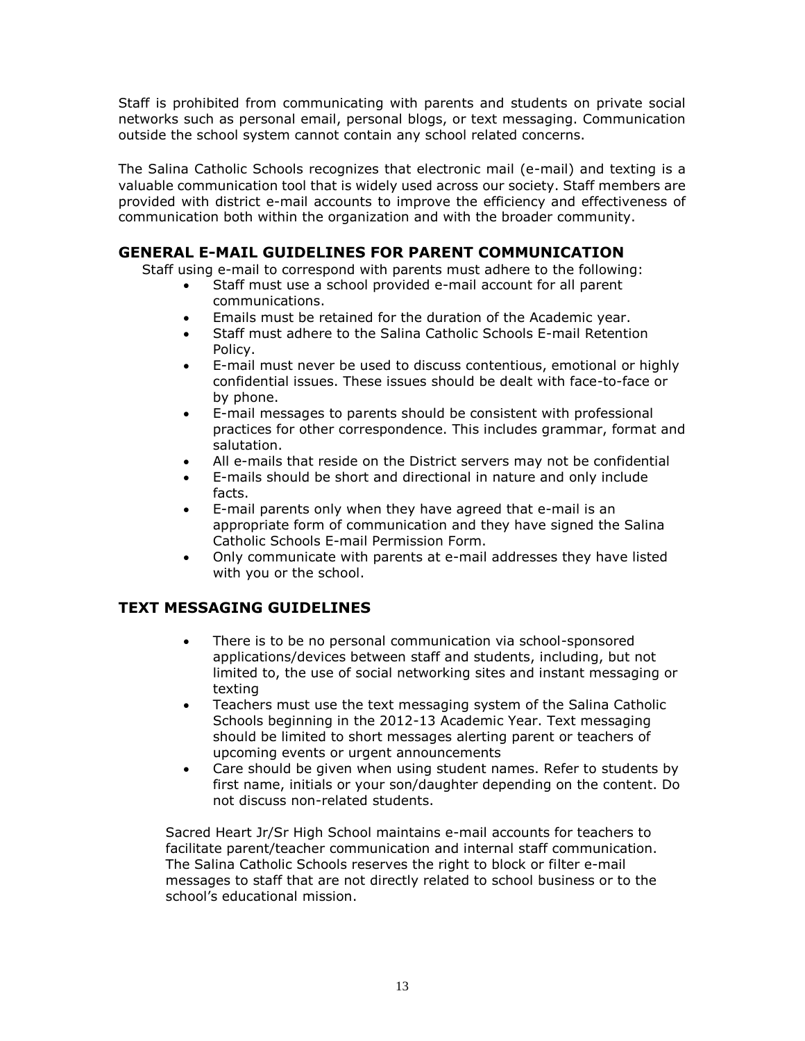Staff is prohibited from communicating with parents and students on private social networks such as personal email, personal blogs, or text messaging. Communication outside the school system cannot contain any school related concerns.

The Salina Catholic Schools recognizes that electronic mail (e-mail) and texting is a valuable communication tool that is widely used across our society. Staff members are provided with district e-mail accounts to improve the efficiency and effectiveness of communication both within the organization and with the broader community.

## GENERAL E-MAIL GUIDELINES FOR PARENT COMMUNICATION

Staff using e-mail to correspond with parents must adhere to the following:

- Staff must use a school provided e-mail account for all parent communications.
- Emails must be retained for the duration of the Academic year.
- Staff must adhere to the Salina Catholic Schools E-mail Retention Policy.
- E-mail must never be used to discuss contentious, emotional or highly confidential issues. These issues should be dealt with face-to-face or by phone.
- E-mail messages to parents should be consistent with professional practices for other correspondence. This includes grammar, format and salutation.
- All e-mails that reside on the District servers may not be confidential
- E-mails should be short and directional in nature and only include facts.
- E-mail parents only when they have agreed that e-mail is an appropriate form of communication and they have signed the Salina Catholic Schools E-mail Permission Form.
- Only communicate with parents at e-mail addresses they have listed with you or the school.

## TEXT MESSAGING GUIDELINES

- There is to be no personal communication via school-sponsored applications/devices between staff and students, including, but not limited to, the use of social networking sites and instant messaging or texting
- Teachers must use the text messaging system of the Salina Catholic Schools beginning in the 2012-13 Academic Year. Text messaging should be limited to short messages alerting parent or teachers of upcoming events or urgent announcements
- Care should be given when using student names. Refer to students by first name, initials or your son/daughter depending on the content. Do not discuss non-related students.

Sacred Heart Jr/Sr High School maintains e-mail accounts for teachers to facilitate parent/teacher communication and internal staff communication. The Salina Catholic Schools reserves the right to block or filter e-mail messages to staff that are not directly related to school business or to the school's educational mission.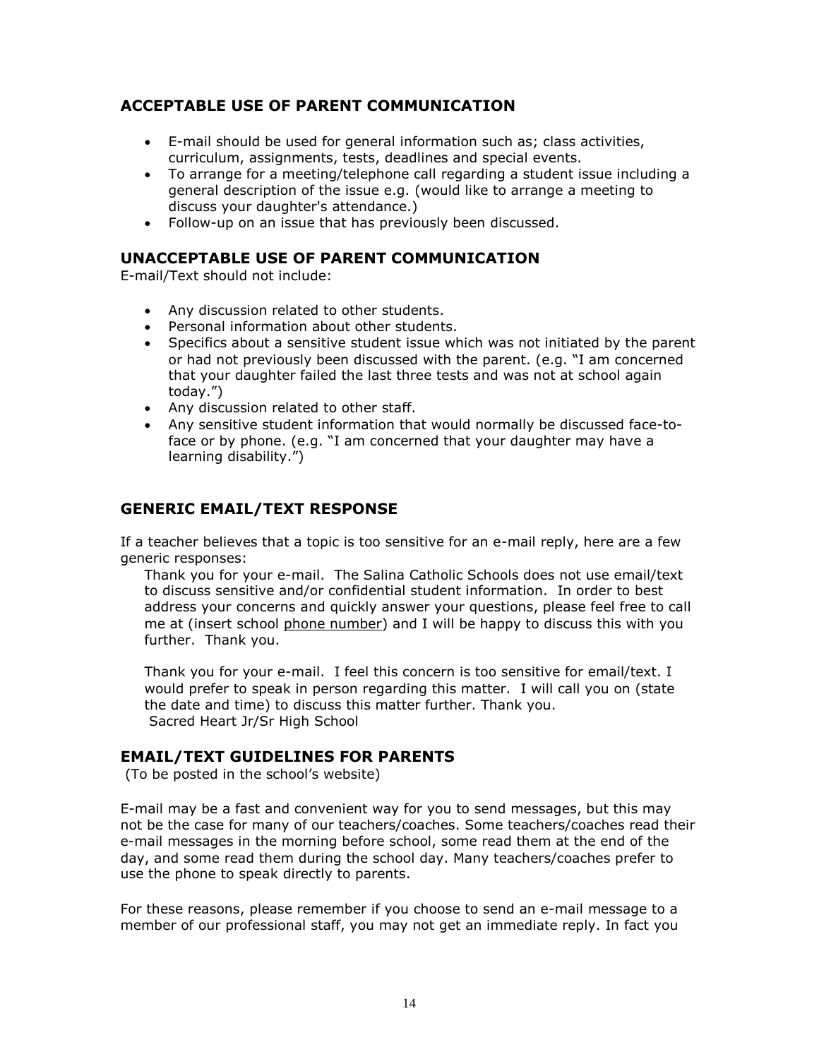## ACCEPTABLE USE OF PARENT COMMUNICATION

- E-mail should be used for general information such as; class activities, curriculum, assignments, tests, deadlines and special events.
- To arrange for a meeting/telephone call regarding a student issue including a general description of the issue e.g. (would like to arrange a meeting to discuss your daughter's attendance.)
- Follow-up on an issue that has previously been discussed.

## UNACCEPTABLE USE OF PARENT COMMUNICATION

E-mail/Text should not include:

- Any discussion related to other students.
- Personal information about other students.
- Specifics about a sensitive student issue which was not initiated by the parent or had not previously been discussed with the parent. (e.g. "I am concerned that your daughter failed the last three tests and was not at school again today.")
- Any discussion related to other staff.
- Any sensitive student information that would normally be discussed face-to-face or by phone. (e.g. "I am concerned that your daughter may have a learning disability.")

## GENERIC EMAIL/TEXT RESPONSE

If a teacher believes that a topic is too sensitive for an e-mail reply, here are a few generic responses:

> Thank you for your e-mail. The Salina Catholic Schools does not use email/text to discuss sensitive and/or confidential student information. In order to best address your concerns and quickly answer your questions, please feel free to call me at (insert school phone number) and I will be happy to discuss this with you further. Thank you.
>
> Thank you for your e-mail. I feel this concern is too sensitive for email/text. I would prefer to speak in person regarding this matter. I will call you on (state the date and time) to discuss this matter further. Thank you.
> Sacred Heart Jr/Sr High School

## EMAIL/TEXT GUIDELINES FOR PARENTS

(To be posted in the school's website)

E-mail may be a fast and convenient way for you to send messages, but this may not be the case for many of our teachers/coaches. Some teachers/coaches read their e-mail messages in the morning before school, some read them at the end of the day, and some read them during the school day. Many teachers/coaches prefer to use the phone to speak directly to parents.

For these reasons, please remember if you choose to send an e-mail message to a member of our professional staff, you may not get an immediate reply. In fact you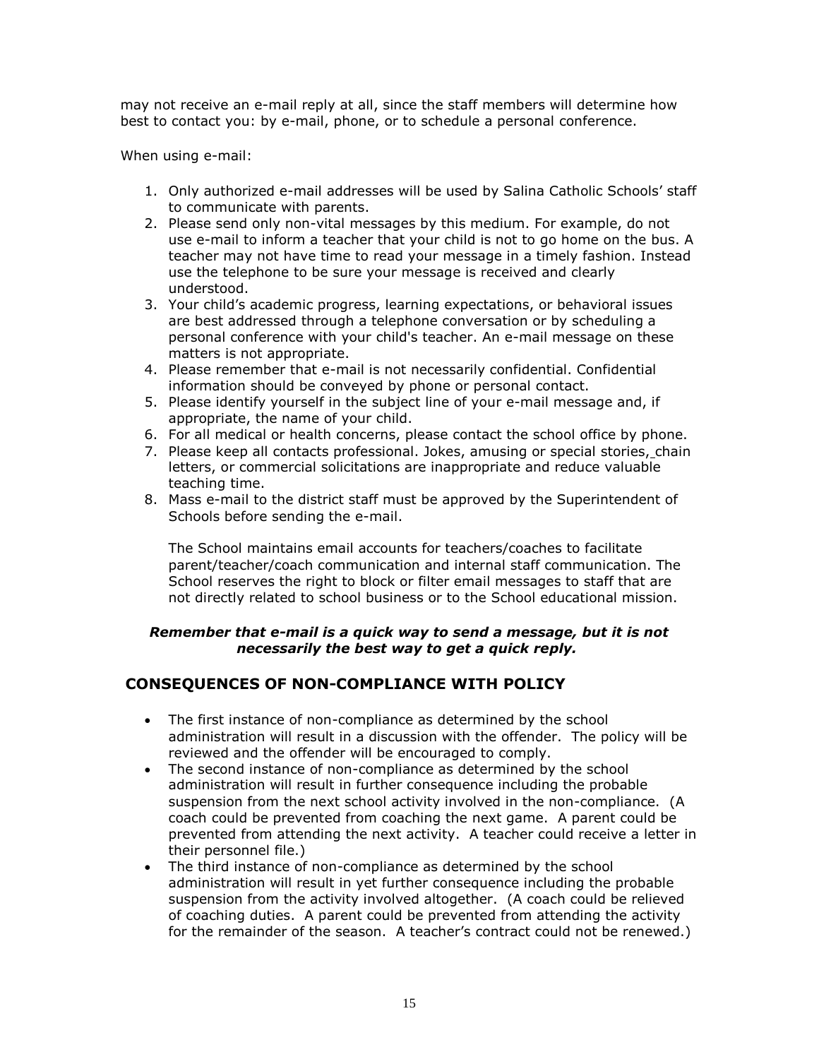may not receive an e-mail reply at all, since the staff members will determine how best to contact you: by e-mail, phone, or to schedule a personal conference.

When using e-mail:

1. Only authorized e-mail addresses will be used by Salina Catholic Schools' staff to communicate with parents.
2. Please send only non-vital messages by this medium. For example, do not use e-mail to inform a teacher that your child is not to go home on the bus. A teacher may not have time to read your message in a timely fashion. Instead use the telephone to be sure your message is received and clearly understood.
3. Your child's academic progress, learning expectations, or behavioral issues are best addressed through a telephone conversation or by scheduling a personal conference with your child's teacher. An e-mail message on these matters is not appropriate.
4. Please remember that e-mail is not necessarily confidential. Confidential information should be conveyed by phone or personal contact.
5. Please identify yourself in the subject line of your e-mail message and, if appropriate, the name of your child.
6. For all medical or health concerns, please contact the school office by phone.
7. Please keep all contacts professional. Jokes, amusing or special stories, chain letters, or commercial solicitations are inappropriate and reduce valuable teaching time.
8. Mass e-mail to the district staff must be approved by the Superintendent of Schools before sending the e-mail.

The School maintains email accounts for teachers/coaches to facilitate parent/teacher/coach communication and internal staff communication. The School reserves the right to block or filter email messages to staff that are not directly related to school business or to the School educational mission.

***Remember that e-mail is a quick way to send a message, but it is not necessarily the best way to get a quick reply.***

## CONSEQUENCES OF NON-COMPLIANCE WITH POLICY

- The first instance of non-compliance as determined by the school administration will result in a discussion with the offender. The policy will be reviewed and the offender will be encouraged to comply.
- The second instance of non-compliance as determined by the school administration will result in further consequence including the probable suspension from the next school activity involved in the non-compliance. (A coach could be prevented from coaching the next game. A parent could be prevented from attending the next activity. A teacher could receive a letter in their personnel file.)
- The third instance of non-compliance as determined by the school administration will result in yet further consequence including the probable suspension from the activity involved altogether. (A coach could be relieved of coaching duties. A parent could be prevented from attending the activity for the remainder of the season. A teacher's contract could not be renewed.)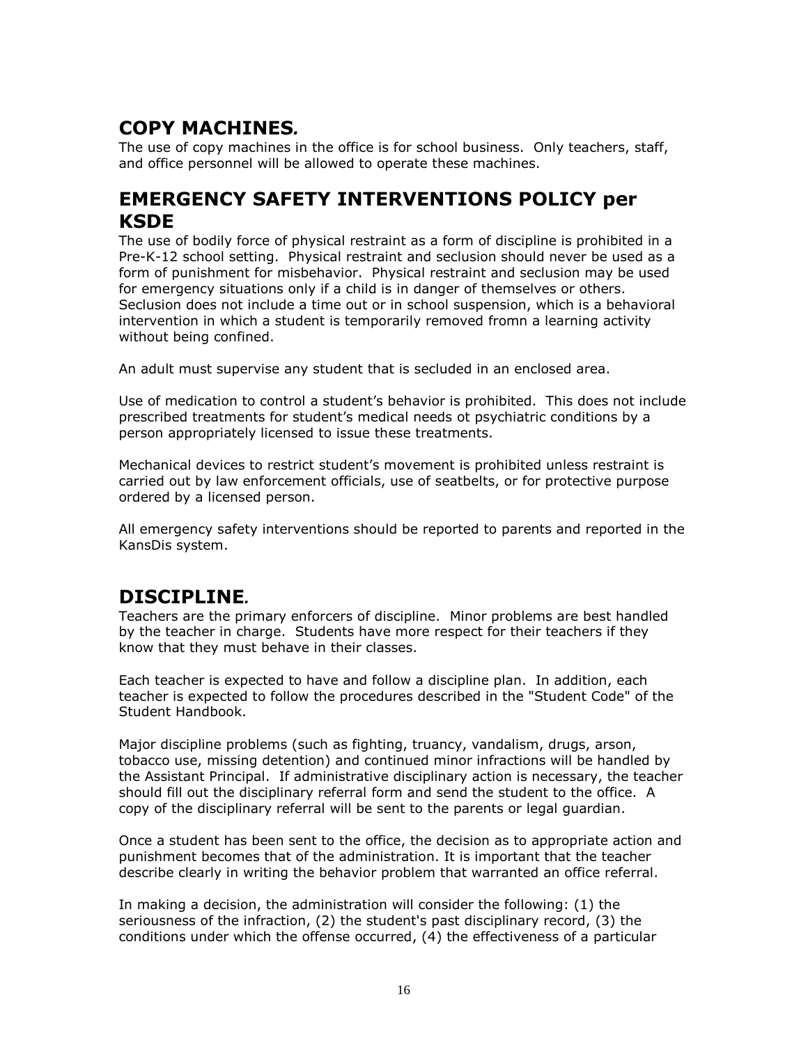## COPY MACHINES*.*

The use of copy machines in the office is for school business. Only teachers, staff, and office personnel will be allowed to operate these machines.

## EMERGENCY SAFETY INTERVENTIONS POLICY per KSDE

The use of bodily force of physical restraint as a form of discipline is prohibited in a Pre-K-12 school setting. Physical restraint and seclusion should never be used as a form of punishment for misbehavior. Physical restraint and seclusion may be used for emergency situations only if a child is in danger of themselves or others. Seclusion does not include a time out or in school suspension, which is a behavioral intervention in which a student is temporarily removed fromn a learning activity without being confined.

An adult must supervise any student that is secluded in an enclosed area.

Use of medication to control a student's behavior is prohibited. This does not include prescribed treatments for student's medical needs ot psychiatric conditions by a person appropriately licensed to issue these treatments.

Mechanical devices to restrict student's movement is prohibited unless restraint is carried out by law enforcement officials, use of seatbelts, or for protective purpose ordered by a licensed person.

All emergency safety interventions should be reported to parents and reported in the KansDis system.

## DISCIPLINE*.*

Teachers are the primary enforcers of discipline. Minor problems are best handled by the teacher in charge. Students have more respect for their teachers if they know that they must behave in their classes.

Each teacher is expected to have and follow a discipline plan. In addition, each teacher is expected to follow the procedures described in the "Student Code" of the Student Handbook.

Major discipline problems (such as fighting, truancy, vandalism, drugs, arson, tobacco use, missing detention) and continued minor infractions will be handled by the Assistant Principal. If administrative disciplinary action is necessary, the teacher should fill out the disciplinary referral form and send the student to the office. A copy of the disciplinary referral will be sent to the parents or legal guardian.

Once a student has been sent to the office, the decision as to appropriate action and punishment becomes that of the administration. It is important that the teacher describe clearly in writing the behavior problem that warranted an office referral.

In making a decision, the administration will consider the following: (1) the seriousness of the infraction, (2) the student's past disciplinary record, (3) the conditions under which the offense occurred, (4) the effectiveness of a particular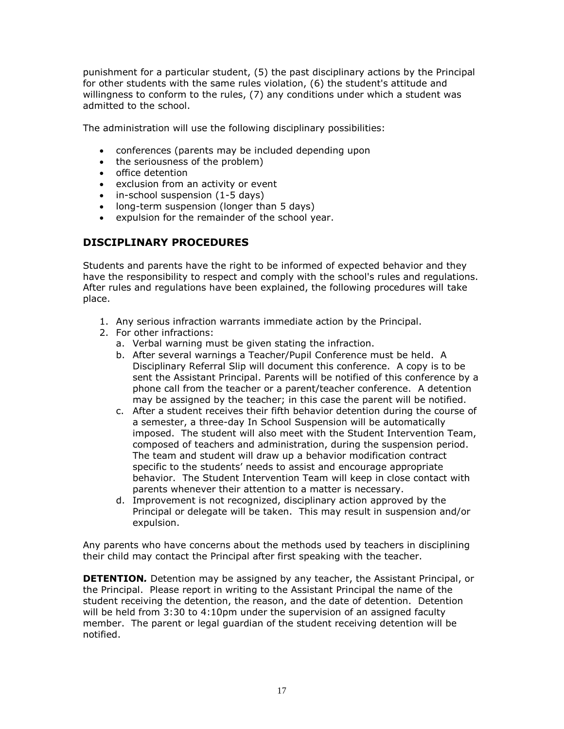punishment for a particular student, (5) the past disciplinary actions by the Principal for other students with the same rules violation, (6) the student's attitude and willingness to conform to the rules, (7) any conditions under which a student was admitted to the school.

The administration will use the following disciplinary possibilities:

- conferences (parents may be included depending upon
- the seriousness of the problem)
- office detention
- exclusion from an activity or event
- in-school suspension (1-5 days)
- long-term suspension (longer than 5 days)
- expulsion for the remainder of the school year.

## DISCIPLINARY PROCEDURES

Students and parents have the right to be informed of expected behavior and they have the responsibility to respect and comply with the school's rules and regulations. After rules and regulations have been explained, the following procedures will take place.

1. Any serious infraction warrants immediate action by the Principal.
2. For other infractions:
   a. Verbal warning must be given stating the infraction.
   b. After several warnings a Teacher/Pupil Conference must be held. A Disciplinary Referral Slip will document this conference. A copy is to be sent the Assistant Principal. Parents will be notified of this conference by a phone call from the teacher or a parent/teacher conference. A detention may be assigned by the teacher; in this case the parent will be notified.
   c. After a student receives their fifth behavior detention during the course of a semester, a three-day In School Suspension will be automatically imposed. The student will also meet with the Student Intervention Team, composed of teachers and administration, during the suspension period. The team and student will draw up a behavior modification contract specific to the students' needs to assist and encourage appropriate behavior. The Student Intervention Team will keep in close contact with parents whenever their attention to a matter is necessary.
   d. Improvement is not recognized, disciplinary action approved by the Principal or delegate will be taken. This may result in suspension and/or expulsion.

Any parents who have concerns about the methods used by teachers in disciplining their child may contact the Principal after first speaking with the teacher.

**DETENTION*.*** Detention may be assigned by any teacher, the Assistant Principal, or the Principal. Please report in writing to the Assistant Principal the name of the student receiving the detention, the reason, and the date of detention. Detention will be held from 3:30 to 4:10pm under the supervision of an assigned faculty member. The parent or legal guardian of the student receiving detention will be notified.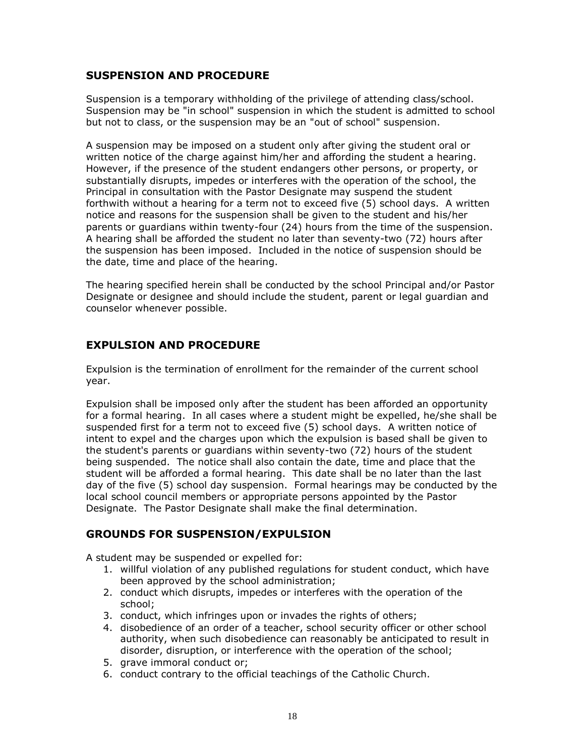## SUSPENSION AND PROCEDURE

Suspension is a temporary withholding of the privilege of attending class/school. Suspension may be "in school" suspension in which the student is admitted to school but not to class, or the suspension may be an "out of school" suspension.

A suspension may be imposed on a student only after giving the student oral or written notice of the charge against him/her and affording the student a hearing. However, if the presence of the student endangers other persons, or property, or substantially disrupts, impedes or interferes with the operation of the school, the Principal in consultation with the Pastor Designate may suspend the student forthwith without a hearing for a term not to exceed five (5) school days. A written notice and reasons for the suspension shall be given to the student and his/her parents or guardians within twenty-four (24) hours from the time of the suspension. A hearing shall be afforded the student no later than seventy-two (72) hours after the suspension has been imposed. Included in the notice of suspension should be the date, time and place of the hearing.

The hearing specified herein shall be conducted by the school Principal and/or Pastor Designate or designee and should include the student, parent or legal guardian and counselor whenever possible.

## EXPULSION AND PROCEDURE

Expulsion is the termination of enrollment for the remainder of the current school year.

Expulsion shall be imposed only after the student has been afforded an opportunity for a formal hearing. In all cases where a student might be expelled, he/she shall be suspended first for a term not to exceed five (5) school days. A written notice of intent to expel and the charges upon which the expulsion is based shall be given to the student's parents or guardians within seventy-two (72) hours of the student being suspended. The notice shall also contain the date, time and place that the student will be afforded a formal hearing. This date shall be no later than the last day of the five (5) school day suspension. Formal hearings may be conducted by the local school council members or appropriate persons appointed by the Pastor Designate. The Pastor Designate shall make the final determination.

## GROUNDS FOR SUSPENSION/EXPULSION

A student may be suspended or expelled for:

1. willful violation of any published regulations for student conduct, which have been approved by the school administration;
2. conduct which disrupts, impedes or interferes with the operation of the school;
3. conduct, which infringes upon or invades the rights of others;
4. disobedience of an order of a teacher, school security officer or other school authority, when such disobedience can reasonably be anticipated to result in disorder, disruption, or interference with the operation of the school;
5. grave immoral conduct or;
6. conduct contrary to the official teachings of the Catholic Church.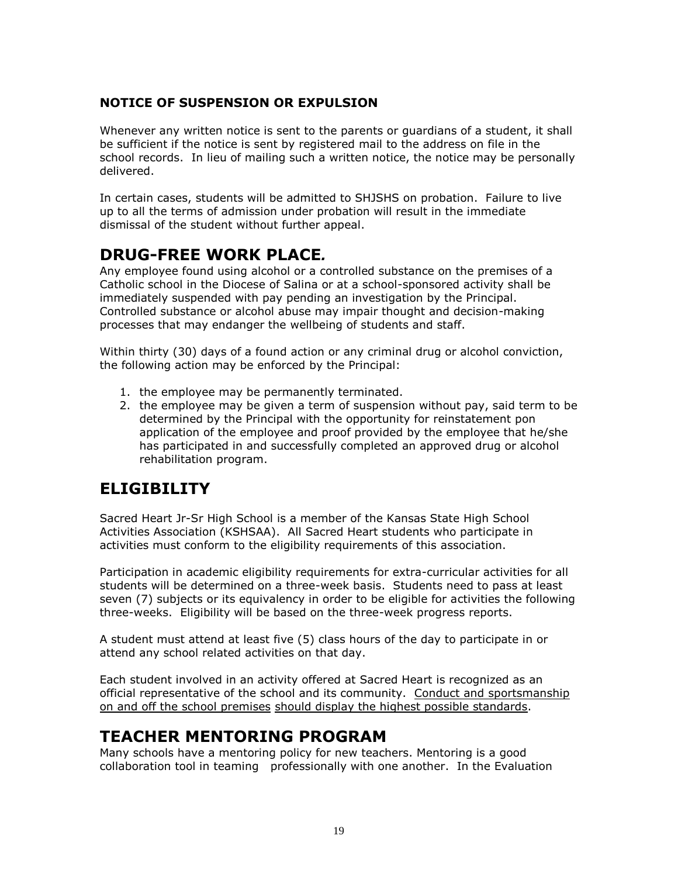### NOTICE OF SUSPENSION OR EXPULSION

Whenever any written notice is sent to the parents or guardians of a student, it shall be sufficient if the notice is sent by registered mail to the address on file in the school records. In lieu of mailing such a written notice, the notice may be personally delivered.

In certain cases, students will be admitted to SHJSHS on probation. Failure to live up to all the terms of admission under probation will result in the immediate dismissal of the student without further appeal.

## DRUG-FREE WORK PLACE*.*

Any employee found using alcohol or a controlled substance on the premises of a Catholic school in the Diocese of Salina or at a school-sponsored activity shall be immediately suspended with pay pending an investigation by the Principal. Controlled substance or alcohol abuse may impair thought and decision-making processes that may endanger the wellbeing of students and staff.

Within thirty (30) days of a found action or any criminal drug or alcohol conviction, the following action may be enforced by the Principal:

1. the employee may be permanently terminated.
2. the employee may be given a term of suspension without pay, said term to be determined by the Principal with the opportunity for reinstatement pon application of the employee and proof provided by the employee that he/she has participated in and successfully completed an approved drug or alcohol rehabilitation program.

## ELIGIBILITY

Sacred Heart Jr-Sr High School is a member of the Kansas State High School Activities Association (KSHSAA). All Sacred Heart students who participate in activities must conform to the eligibility requirements of this association.

Participation in academic eligibility requirements for extra-curricular activities for all students will be determined on a three-week basis. Students need to pass at least seven (7) subjects or its equivalency in order to be eligible for activities the following three-weeks. Eligibility will be based on the three-week progress reports.

A student must attend at least five (5) class hours of the day to participate in or attend any school related activities on that day.

Each student involved in an activity offered at Sacred Heart is recognized as an official representative of the school and its community. Conduct and sportsmanship on and off the school premises should display the highest possible standards.

## TEACHER MENTORING PROGRAM

Many schools have a mentoring policy for new teachers. Mentoring is a good collaboration tool in teaming professionally with one another. In the Evaluation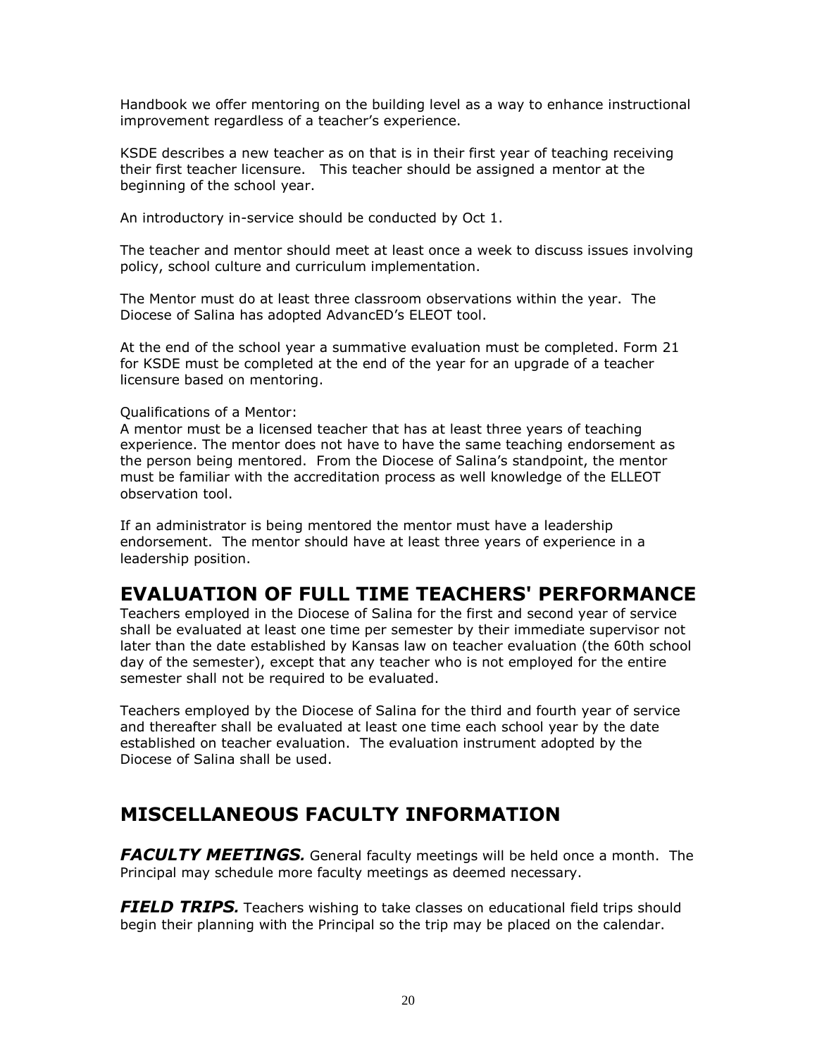Handbook we offer mentoring on the building level as a way to enhance instructional improvement regardless of a teacher's experience.

KSDE describes a new teacher as on that is in their first year of teaching receiving their first teacher licensure. This teacher should be assigned a mentor at the beginning of the school year.

An introductory in-service should be conducted by Oct 1.

The teacher and mentor should meet at least once a week to discuss issues involving policy, school culture and curriculum implementation.

The Mentor must do at least three classroom observations within the year. The Diocese of Salina has adopted AdvancED's ELEOT tool.

At the end of the school year a summative evaluation must be completed. Form 21 for KSDE must be completed at the end of the year for an upgrade of a teacher licensure based on mentoring.

Qualifications of a Mentor:
A mentor must be a licensed teacher that has at least three years of teaching experience. The mentor does not have to have the same teaching endorsement as the person being mentored. From the Diocese of Salina's standpoint, the mentor must be familiar with the accreditation process as well knowledge of the ELLEOT observation tool.

If an administrator is being mentored the mentor must have a leadership endorsement. The mentor should have at least three years of experience in a leadership position.

## EVALUATION OF FULL TIME TEACHERS' PERFORMANCE

Teachers employed in the Diocese of Salina for the first and second year of service shall be evaluated at least one time per semester by their immediate supervisor not later than the date established by Kansas law on teacher evaluation (the 60th school day of the semester), except that any teacher who is not employed for the entire semester shall not be required to be evaluated.

Teachers employed by the Diocese of Salina for the third and fourth year of service and thereafter shall be evaluated at least one time each school year by the date established on teacher evaluation. The evaluation instrument adopted by the Diocese of Salina shall be used.

## MISCELLANEOUS FACULTY INFORMATION

***FACULTY MEETINGS.*** General faculty meetings will be held once a month. The Principal may schedule more faculty meetings as deemed necessary.

***FIELD TRIPS.*** Teachers wishing to take classes on educational field trips should begin their planning with the Principal so the trip may be placed on the calendar.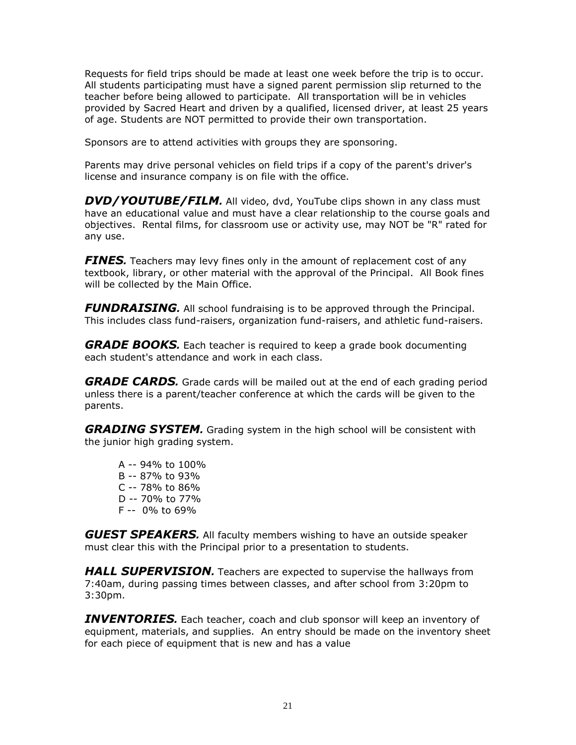Requests for field trips should be made at least one week before the trip is to occur. All students participating must have a signed parent permission slip returned to the teacher before being allowed to participate. All transportation will be in vehicles provided by Sacred Heart and driven by a qualified, licensed driver, at least 25 years of age. Students are NOT permitted to provide their own transportation.

Sponsors are to attend activities with groups they are sponsoring.

Parents may drive personal vehicles on field trips if a copy of the parent's driver's license and insurance company is on file with the office.

***DVD/YOUTUBE/FILM.*** All video, dvd, YouTube clips shown in any class must have an educational value and must have a clear relationship to the course goals and objectives. Rental films, for classroom use or activity use, may NOT be "R" rated for any use.

***FINES.*** Teachers may levy fines only in the amount of replacement cost of any textbook, library, or other material with the approval of the Principal. All Book fines will be collected by the Main Office.

***FUNDRAISING.*** All school fundraising is to be approved through the Principal. This includes class fund-raisers, organization fund-raisers, and athletic fund-raisers.

***GRADE BOOKS.*** Each teacher is required to keep a grade book documenting each student's attendance and work in each class.

***GRADE CARDS.*** Grade cards will be mailed out at the end of each grading period unless there is a parent/teacher conference at which the cards will be given to the parents.

***GRADING SYSTEM.*** Grading system in the high school will be consistent with the junior high grading system.

A -- 94% to 100%
B -- 87% to 93%
C -- 78% to 86%
D -- 70% to 77%
F -- 0% to 69%

***GUEST SPEAKERS.*** All faculty members wishing to have an outside speaker must clear this with the Principal prior to a presentation to students.

***HALL SUPERVISION.*** Teachers are expected to supervise the hallways from 7:40am, during passing times between classes, and after school from 3:20pm to 3:30pm.

***INVENTORIES.*** Each teacher, coach and club sponsor will keep an inventory of equipment, materials, and supplies. An entry should be made on the inventory sheet for each piece of equipment that is new and has a value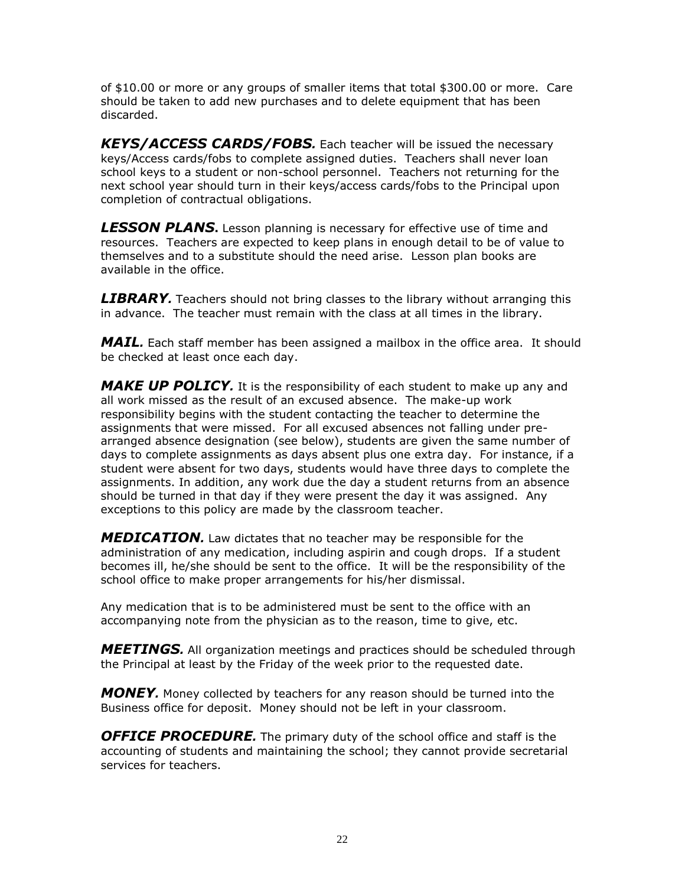of $10.00 or more or any groups of smaller items that total $300.00 or more. Care should be taken to add new purchases and to delete equipment that has been discarded.

***KEYS/ACCESS CARDS/FOBS.*** Each teacher will be issued the necessary keys/Access cards/fobs to complete assigned duties. Teachers shall never loan school keys to a student or non-school personnel. Teachers not returning for the next school year should turn in their keys/access cards/fobs to the Principal upon completion of contractual obligations.

***LESSON PLANS*.** Lesson planning is necessary for effective use of time and resources. Teachers are expected to keep plans in enough detail to be of value to themselves and to a substitute should the need arise. Lesson plan books are available in the office.

***LIBRARY.*** Teachers should not bring classes to the library without arranging this in advance. The teacher must remain with the class at all times in the library.

***MAIL.*** Each staff member has been assigned a mailbox in the office area. It should be checked at least once each day.

***MAKE UP POLICY.*** It is the responsibility of each student to make up any and all work missed as the result of an excused absence. The make-up work responsibility begins with the student contacting the teacher to determine the assignments that were missed. For all excused absences not falling under pre-arranged absence designation (see below), students are given the same number of days to complete assignments as days absent plus one extra day. For instance, if a student were absent for two days, students would have three days to complete the assignments. In addition, any work due the day a student returns from an absence should be turned in that day if they were present the day it was assigned. Any exceptions to this policy are made by the classroom teacher.

***MEDICATION.*** Law dictates that no teacher may be responsible for the administration of any medication, including aspirin and cough drops. If a student becomes ill, he/she should be sent to the office. It will be the responsibility of the school office to make proper arrangements for his/her dismissal.

Any medication that is to be administered must be sent to the office with an accompanying note from the physician as to the reason, time to give, etc.

***MEETINGS.*** All organization meetings and practices should be scheduled through the Principal at least by the Friday of the week prior to the requested date.

***MONEY.*** Money collected by teachers for any reason should be turned into the Business office for deposit. Money should not be left in your classroom.

***OFFICE PROCEDURE.*** The primary duty of the school office and staff is the accounting of students and maintaining the school; they cannot provide secretarial services for teachers.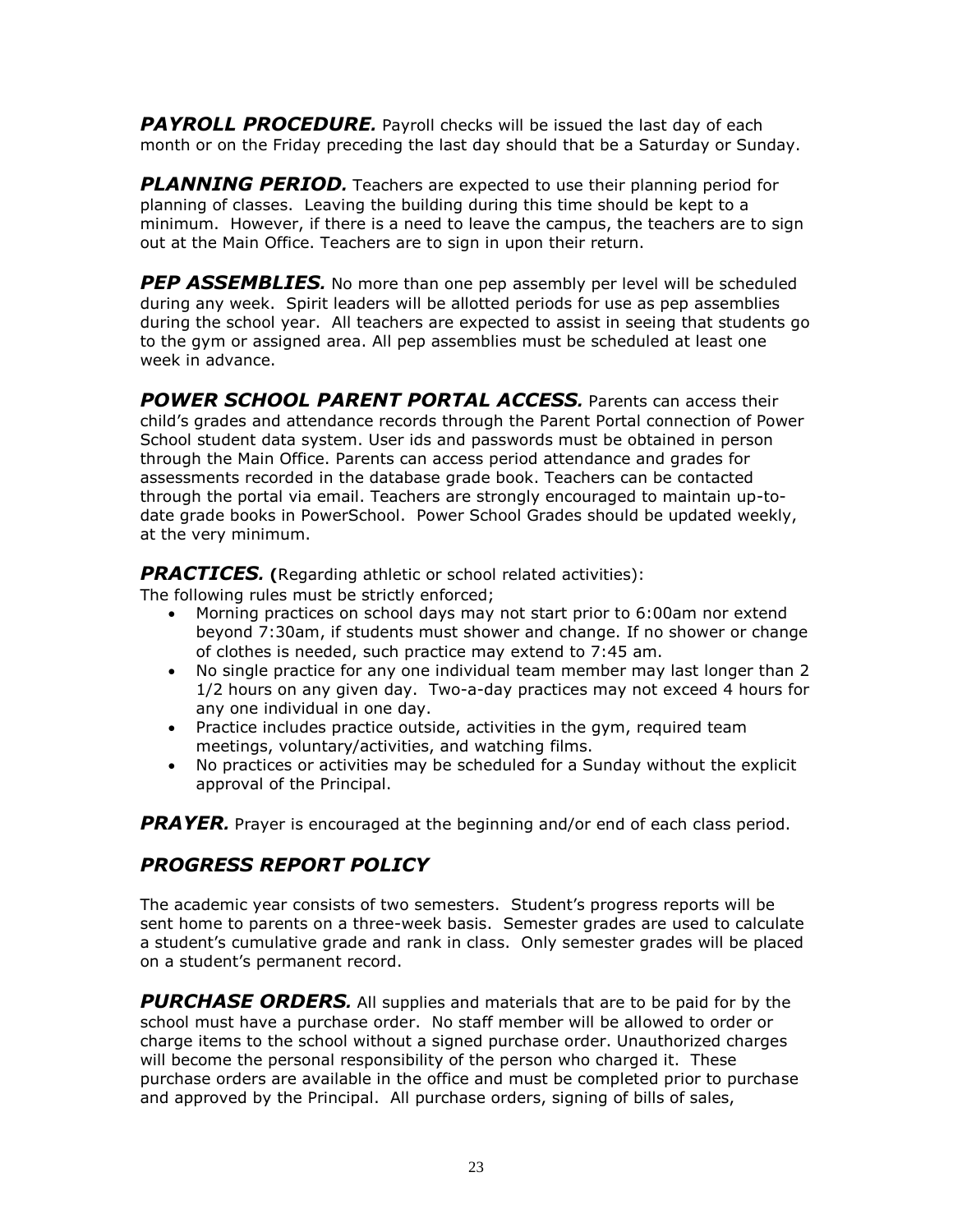***PAYROLL PROCEDURE.*** Payroll checks will be issued the last day of each month or on the Friday preceding the last day should that be a Saturday or Sunday.

***PLANNING PERIOD.*** Teachers are expected to use their planning period for planning of classes. Leaving the building during this time should be kept to a minimum. However, if there is a need to leave the campus, the teachers are to sign out at the Main Office. Teachers are to sign in upon their return.

***PEP ASSEMBLIES.*** No more than one pep assembly per level will be scheduled during any week. Spirit leaders will be allotted periods for use as pep assemblies during the school year. All teachers are expected to assist in seeing that students go to the gym or assigned area. All pep assemblies must be scheduled at least one week in advance.

***POWER SCHOOL PARENT PORTAL ACCESS.*** Parents can access their child's grades and attendance records through the Parent Portal connection of Power School student data system. User ids and passwords must be obtained in person through the Main Office. Parents can access period attendance and grades for assessments recorded in the database grade book. Teachers can be contacted through the portal via email. Teachers are strongly encouraged to maintain up-to-date grade books in PowerSchool. Power School Grades should be updated weekly, at the very minimum.

***PRACTICES.*** **(**Regarding athletic or school related activities):
The following rules must be strictly enforced;

- Morning practices on school days may not start prior to 6:00am nor extend beyond 7:30am, if students must shower and change. If no shower or change of clothes is needed, such practice may extend to 7:45 am.
- No single practice for any one individual team member may last longer than 2 1/2 hours on any given day. Two-a-day practices may not exceed 4 hours for any one individual in one day.
- Practice includes practice outside, activities in the gym, required team meetings, voluntary/activities, and watching films.
- No practices or activities may be scheduled for a Sunday without the explicit approval of the Principal.

***PRAYER.*** Prayer is encouraged at the beginning and/or end of each class period.

## *PROGRESS REPORT POLICY*

The academic year consists of two semesters. Student's progress reports will be sent home to parents on a three-week basis. Semester grades are used to calculate a student's cumulative grade and rank in class. Only semester grades will be placed on a student's permanent record.

***PURCHASE ORDERS.*** All supplies and materials that are to be paid for by the school must have a purchase order. No staff member will be allowed to order or charge items to the school without a signed purchase order. Unauthorized charges will become the personal responsibility of the person who charged it. These purchase orders are available in the office and must be completed prior to purchase and approved by the Principal. All purchase orders, signing of bills of sales,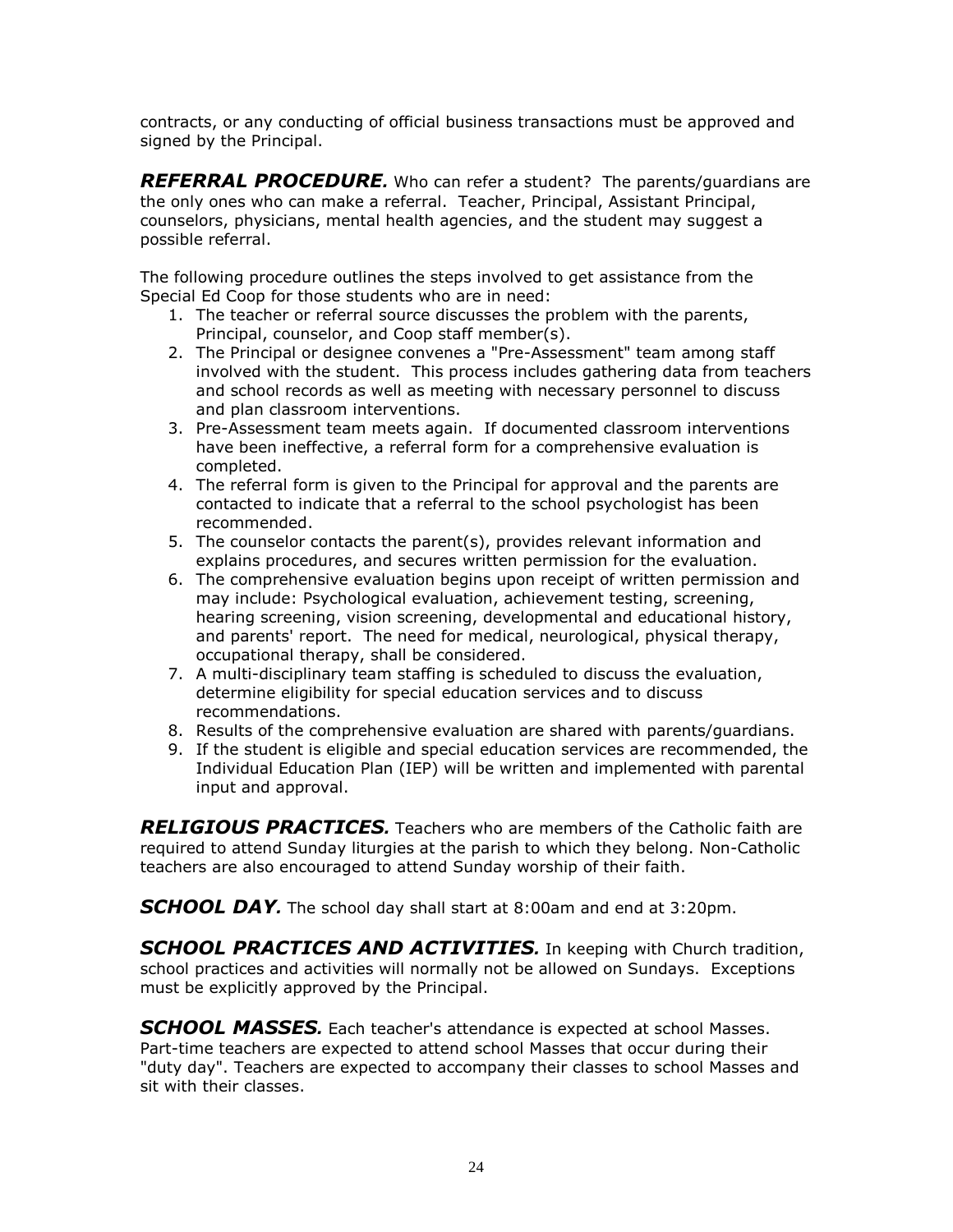contracts, or any conducting of official business transactions must be approved and signed by the Principal.

***REFERRAL PROCEDURE.*** Who can refer a student? The parents/guardians are the only ones who can make a referral. Teacher, Principal, Assistant Principal, counselors, physicians, mental health agencies, and the student may suggest a possible referral.

The following procedure outlines the steps involved to get assistance from the Special Ed Coop for those students who are in need:

1. The teacher or referral source discusses the problem with the parents, Principal, counselor, and Coop staff member(s).
2. The Principal or designee convenes a "Pre-Assessment" team among staff involved with the student. This process includes gathering data from teachers and school records as well as meeting with necessary personnel to discuss and plan classroom interventions.
3. Pre-Assessment team meets again. If documented classroom interventions have been ineffective, a referral form for a comprehensive evaluation is completed.
4. The referral form is given to the Principal for approval and the parents are contacted to indicate that a referral to the school psychologist has been recommended.
5. The counselor contacts the parent(s), provides relevant information and explains procedures, and secures written permission for the evaluation.
6. The comprehensive evaluation begins upon receipt of written permission and may include: Psychological evaluation, achievement testing, screening, hearing screening, vision screening, developmental and educational history, and parents' report. The need for medical, neurological, physical therapy, occupational therapy, shall be considered.
7. A multi-disciplinary team staffing is scheduled to discuss the evaluation, determine eligibility for special education services and to discuss recommendations.
8. Results of the comprehensive evaluation are shared with parents/guardians.
9. If the student is eligible and special education services are recommended, the Individual Education Plan (IEP) will be written and implemented with parental input and approval.

***RELIGIOUS PRACTICES.*** Teachers who are members of the Catholic faith are required to attend Sunday liturgies at the parish to which they belong. Non-Catholic teachers are also encouraged to attend Sunday worship of their faith.

***SCHOOL DAY.*** The school day shall start at 8:00am and end at 3:20pm.

***SCHOOL PRACTICES AND ACTIVITIES.*** In keeping with Church tradition, school practices and activities will normally not be allowed on Sundays. Exceptions must be explicitly approved by the Principal.

***SCHOOL MASSES.*** Each teacher's attendance is expected at school Masses. Part-time teachers are expected to attend school Masses that occur during their "duty day". Teachers are expected to accompany their classes to school Masses and sit with their classes.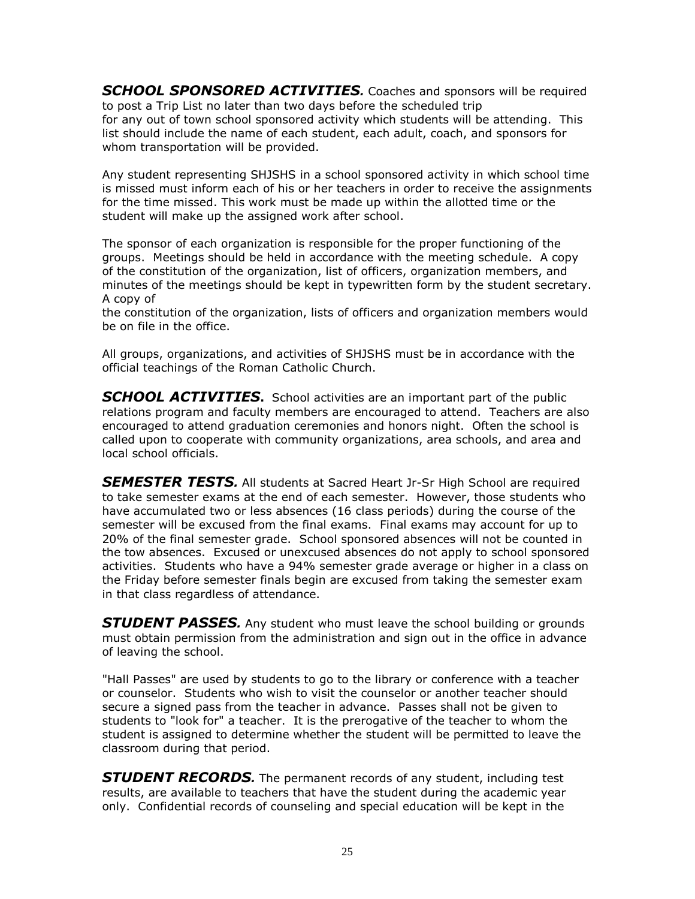***SCHOOL SPONSORED ACTIVITIES.*** Coaches and sponsors will be required to post a Trip List no later than two days before the scheduled trip for any out of town school sponsored activity which students will be attending. This list should include the name of each student, each adult, coach, and sponsors for whom transportation will be provided.

Any student representing SHJSHS in a school sponsored activity in which school time is missed must inform each of his or her teachers in order to receive the assignments for the time missed. This work must be made up within the allotted time or the student will make up the assigned work after school.

The sponsor of each organization is responsible for the proper functioning of the groups. Meetings should be held in accordance with the meeting schedule. A copy of the constitution of the organization, list of officers, organization members, and minutes of the meetings should be kept in typewritten form by the student secretary. A copy of the constitution of the organization, lists of officers and organization members would be on file in the office.

All groups, organizations, and activities of SHJSHS must be in accordance with the official teachings of the Roman Catholic Church.

***SCHOOL ACTIVITIES.*** School activities are an important part of the public relations program and faculty members are encouraged to attend. Teachers are also encouraged to attend graduation ceremonies and honors night. Often the school is called upon to cooperate with community organizations, area schools, and area and local school officials.

***SEMESTER TESTS.*** All students at Sacred Heart Jr-Sr High School are required to take semester exams at the end of each semester. However, those students who have accumulated two or less absences (16 class periods) during the course of the semester will be excused from the final exams. Final exams may account for up to 20% of the final semester grade. School sponsored absences will not be counted in the tow absences. Excused or unexcused absences do not apply to school sponsored activities. Students who have a 94% semester grade average or higher in a class on the Friday before semester finals begin are excused from taking the semester exam in that class regardless of attendance.

***STUDENT PASSES.*** Any student who must leave the school building or grounds must obtain permission from the administration and sign out in the office in advance of leaving the school.

"Hall Passes" are used by students to go to the library or conference with a teacher or counselor. Students who wish to visit the counselor or another teacher should secure a signed pass from the teacher in advance. Passes shall not be given to students to "look for" a teacher. It is the prerogative of the teacher to whom the student is assigned to determine whether the student will be permitted to leave the classroom during that period.

***STUDENT RECORDS.*** The permanent records of any student, including test results, are available to teachers that have the student during the academic year only. Confidential records of counseling and special education will be kept in the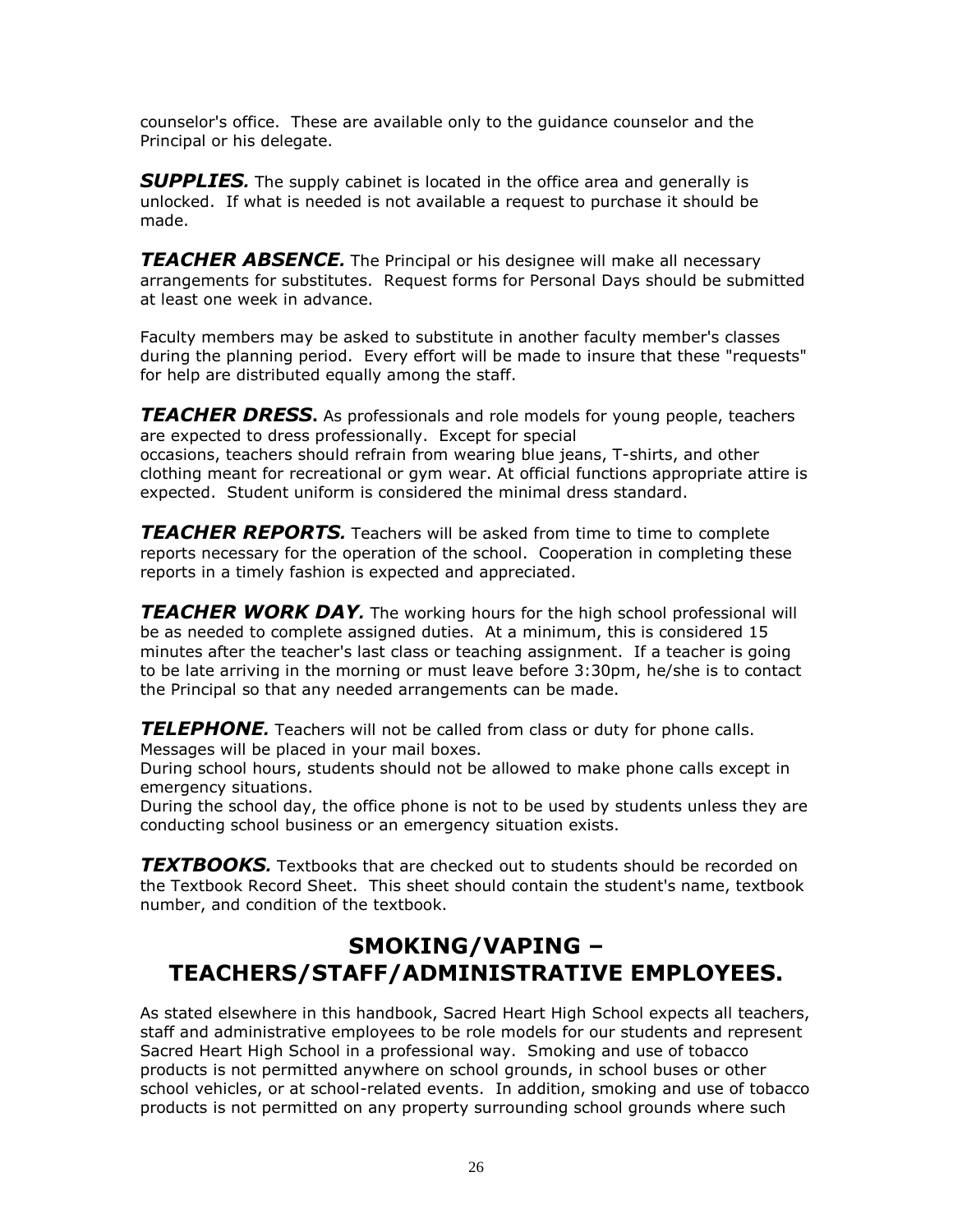counselor's office. These are available only to the guidance counselor and the Principal or his delegate.

***SUPPLIES.*** The supply cabinet is located in the office area and generally is unlocked. If what is needed is not available a request to purchase it should be made.

***TEACHER ABSENCE.*** The Principal or his designee will make all necessary arrangements for substitutes. Request forms for Personal Days should be submitted at least one week in advance.

Faculty members may be asked to substitute in another faculty member's classes during the planning period. Every effort will be made to insure that these "requests" for help are distributed equally among the staff.

***TEACHER DRESS*****.** As professionals and role models for young people, teachers are expected to dress professionally. Except for special occasions, teachers should refrain from wearing blue jeans, T-shirts, and other clothing meant for recreational or gym wear. At official functions appropriate attire is expected. Student uniform is considered the minimal dress standard.

***TEACHER REPORTS.*** Teachers will be asked from time to time to complete reports necessary for the operation of the school. Cooperation in completing these reports in a timely fashion is expected and appreciated.

***TEACHER WORK DAY.*** The working hours for the high school professional will be as needed to complete assigned duties. At a minimum, this is considered 15 minutes after the teacher's last class or teaching assignment. If a teacher is going to be late arriving in the morning or must leave before 3:30pm, he/she is to contact the Principal so that any needed arrangements can be made.

***TELEPHONE.*** Teachers will not be called from class or duty for phone calls. Messages will be placed in your mail boxes.
During school hours, students should not be allowed to make phone calls except in emergency situations.
During the school day, the office phone is not to be used by students unless they are conducting school business or an emergency situation exists.

***TEXTBOOKS.*** Textbooks that are checked out to students should be recorded on the Textbook Record Sheet. This sheet should contain the student's name, textbook number, and condition of the textbook.

## SMOKING/VAPING – TEACHERS/STAFF/ADMINISTRATIVE EMPLOYEES.

As stated elsewhere in this handbook, Sacred Heart High School expects all teachers, staff and administrative employees to be role models for our students and represent Sacred Heart High School in a professional way. Smoking and use of tobacco products is not permitted anywhere on school grounds, in school buses or other school vehicles, or at school-related events. In addition, smoking and use of tobacco products is not permitted on any property surrounding school grounds where such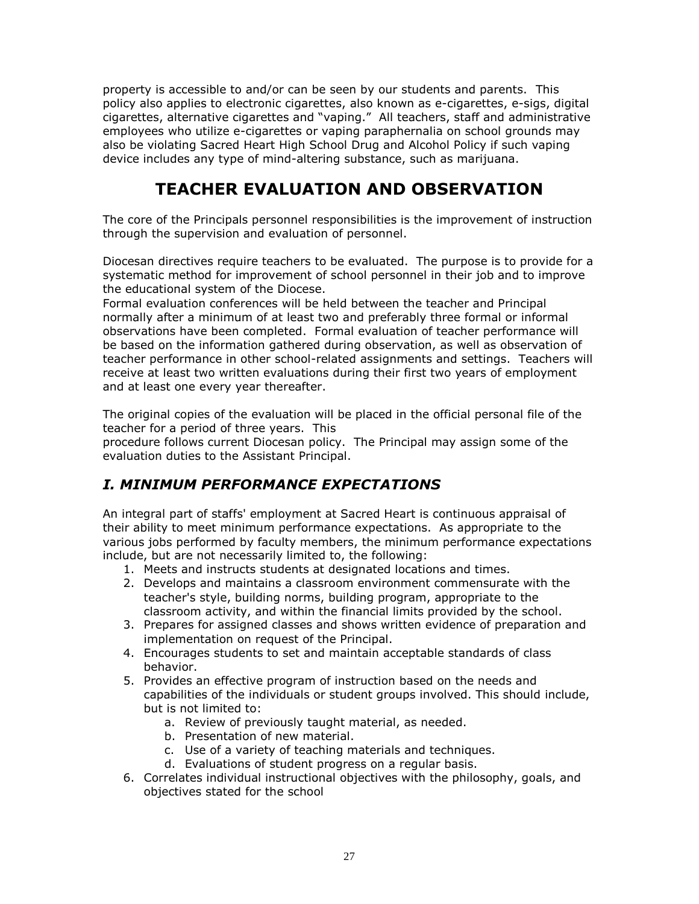property is accessible to and/or can be seen by our students and parents. This policy also applies to electronic cigarettes, also known as e-cigarettes, e-sigs, digital cigarettes, alternative cigarettes and "vaping." All teachers, staff and administrative employees who utilize e-cigarettes or vaping paraphernalia on school grounds may also be violating Sacred Heart High School Drug and Alcohol Policy if such vaping device includes any type of mind-altering substance, such as marijuana.

# TEACHER EVALUATION AND OBSERVATION

The core of the Principals personnel responsibilities is the improvement of instruction through the supervision and evaluation of personnel.

Diocesan directives require teachers to be evaluated. The purpose is to provide for a systematic method for improvement of school personnel in their job and to improve the educational system of the Diocese.
Formal evaluation conferences will be held between the teacher and Principal normally after a minimum of at least two and preferably three formal or informal observations have been completed. Formal evaluation of teacher performance will be based on the information gathered during observation, as well as observation of teacher performance in other school-related assignments and settings. Teachers will receive at least two written evaluations during their first two years of employment and at least one every year thereafter.

The original copies of the evaluation will be placed in the official personal file of the teacher for a period of three years. This
procedure follows current Diocesan policy. The Principal may assign some of the evaluation duties to the Assistant Principal.

## *I. MINIMUM PERFORMANCE EXPECTATIONS*

An integral part of staffs' employment at Sacred Heart is continuous appraisal of their ability to meet minimum performance expectations. As appropriate to the various jobs performed by faculty members, the minimum performance expectations include, but are not necessarily limited to, the following:

1. Meets and instructs students at designated locations and times.
2. Develops and maintains a classroom environment commensurate with the teacher's style, building norms, building program, appropriate to the classroom activity, and within the financial limits provided by the school.
3. Prepares for assigned classes and shows written evidence of preparation and implementation on request of the Principal.
4. Encourages students to set and maintain acceptable standards of class behavior.
5. Provides an effective program of instruction based on the needs and capabilities of the individuals or student groups involved. This should include, but is not limited to:
   a. Review of previously taught material, as needed.
   b. Presentation of new material.
   c. Use of a variety of teaching materials and techniques.
   d. Evaluations of student progress on a regular basis.
6. Correlates individual instructional objectives with the philosophy, goals, and objectives stated for the school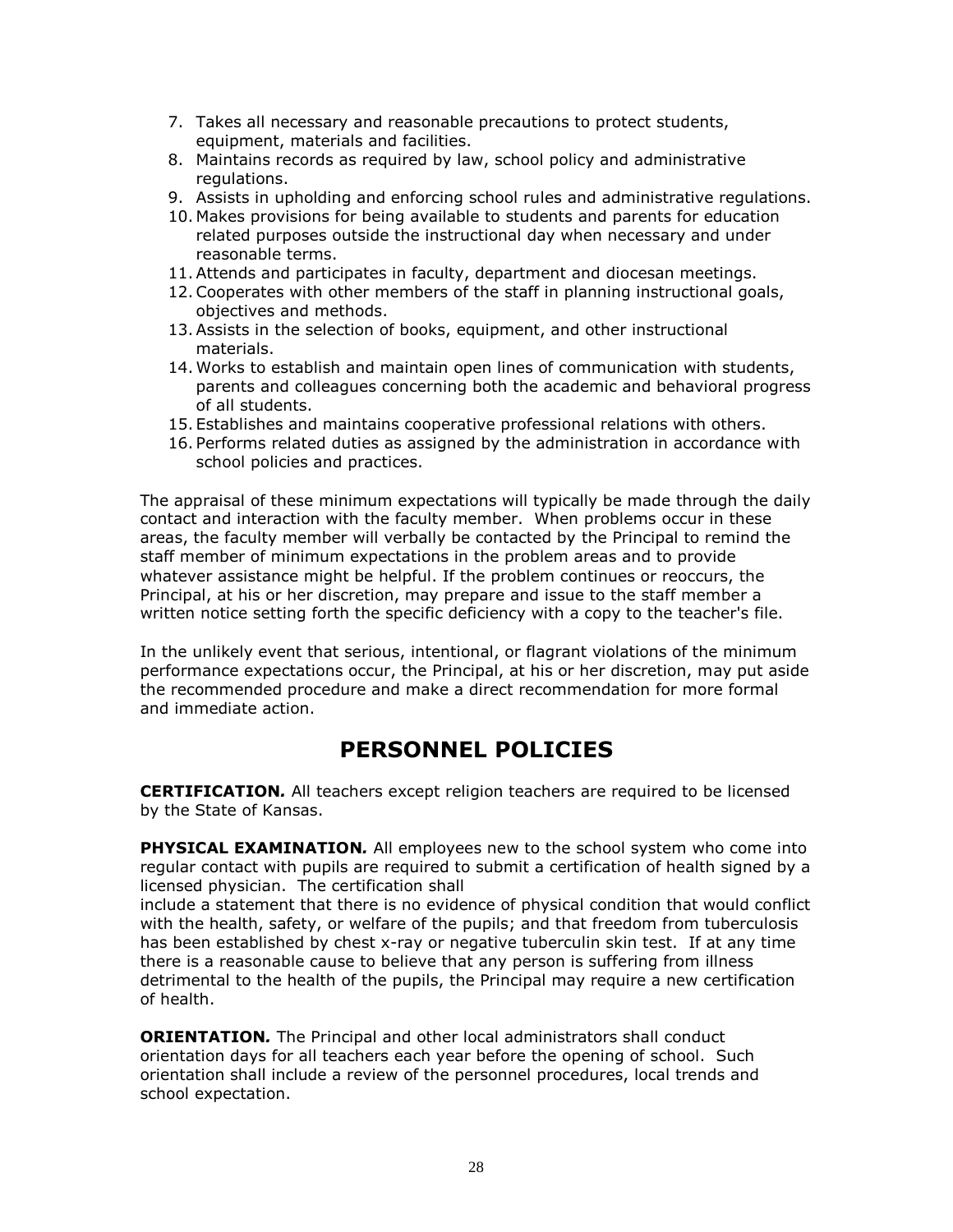7. Takes all necessary and reasonable precautions to protect students, equipment, materials and facilities.
8. Maintains records as required by law, school policy and administrative regulations.
9. Assists in upholding and enforcing school rules and administrative regulations.
10. Makes provisions for being available to students and parents for education related purposes outside the instructional day when necessary and under reasonable terms.
11. Attends and participates in faculty, department and diocesan meetings.
12. Cooperates with other members of the staff in planning instructional goals, objectives and methods.
13. Assists in the selection of books, equipment, and other instructional materials.
14. Works to establish and maintain open lines of communication with students, parents and colleagues concerning both the academic and behavioral progress of all students.
15. Establishes and maintains cooperative professional relations with others.
16. Performs related duties as assigned by the administration in accordance with school policies and practices.

The appraisal of these minimum expectations will typically be made through the daily contact and interaction with the faculty member. When problems occur in these areas, the faculty member will verbally be contacted by the Principal to remind the staff member of minimum expectations in the problem areas and to provide whatever assistance might be helpful. If the problem continues or reoccurs, the Principal, at his or her discretion, may prepare and issue to the staff member a written notice setting forth the specific deficiency with a copy to the teacher's file.

In the unlikely event that serious, intentional, or flagrant violations of the minimum performance expectations occur, the Principal, at his or her discretion, may put aside the recommended procedure and make a direct recommendation for more formal and immediate action.

# PERSONNEL POLICIES

**CERTIFICATION*.*** All teachers except religion teachers are required to be licensed by the State of Kansas.

**PHYSICAL EXAMINATION*.*** All employees new to the school system who come into regular contact with pupils are required to submit a certification of health signed by a licensed physician. The certification shall include a statement that there is no evidence of physical condition that would conflict with the health, safety, or welfare of the pupils; and that freedom from tuberculosis has been established by chest x-ray or negative tuberculin skin test. If at any time there is a reasonable cause to believe that any person is suffering from illness detrimental to the health of the pupils, the Principal may require a new certification of health.

**ORIENTATION*.*** The Principal and other local administrators shall conduct orientation days for all teachers each year before the opening of school. Such orientation shall include a review of the personnel procedures, local trends and school expectation.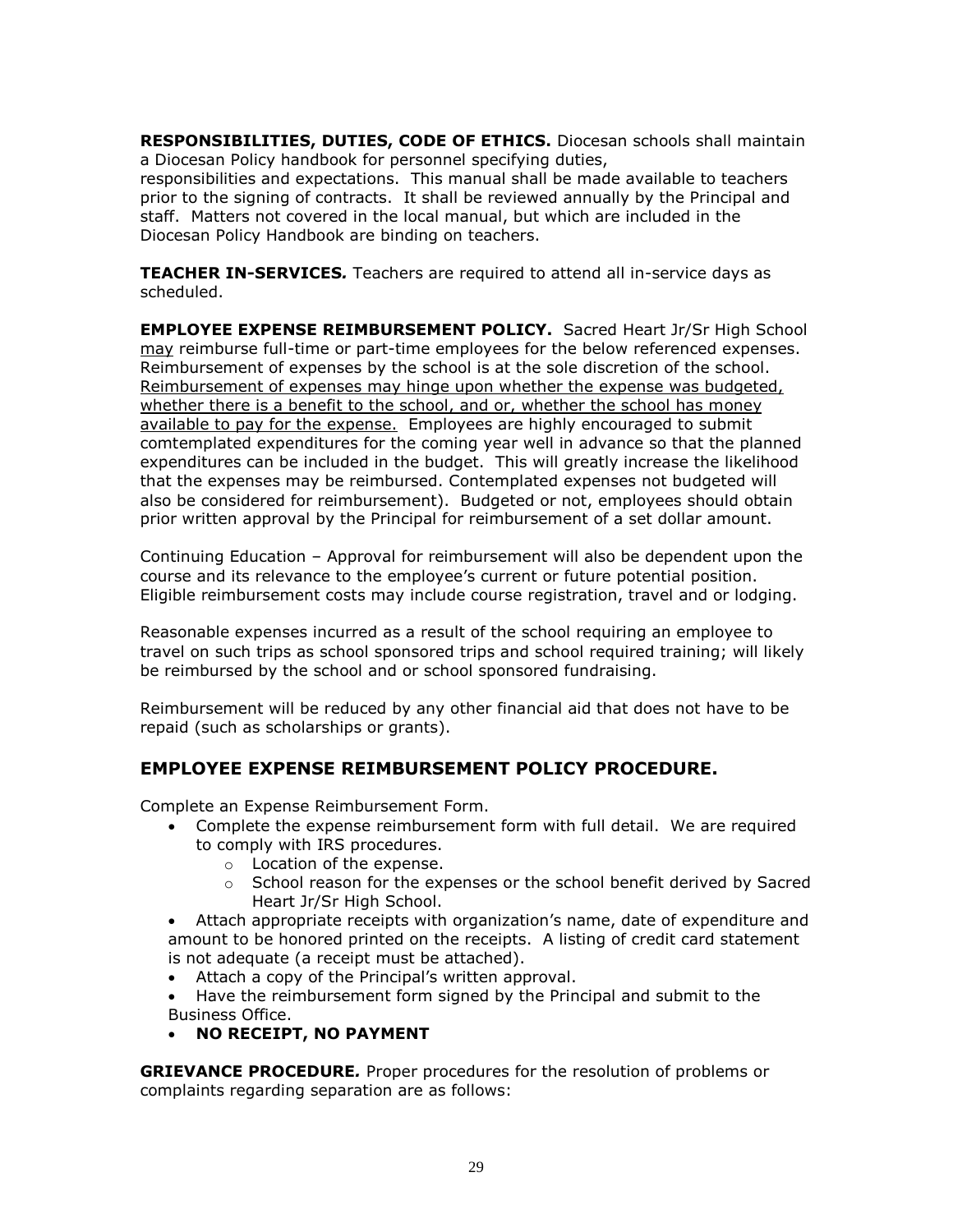**RESPONSIBILITIES, DUTIES, CODE OF ETHICS.** Diocesan schools shall maintain a Diocesan Policy handbook for personnel specifying duties, responsibilities and expectations. This manual shall be made available to teachers prior to the signing of contracts. It shall be reviewed annually by the Principal and staff. Matters not covered in the local manual, but which are included in the Diocesan Policy Handbook are binding on teachers.

**TEACHER IN-SERVICES*.*** Teachers are required to attend all in-service days as scheduled.

**EMPLOYEE EXPENSE REIMBURSEMENT POLICY.** Sacred Heart Jr/Sr High School <u>may</u> reimburse full-time or part-time employees for the below referenced expenses. Reimbursement of expenses by the school is at the sole discretion of the school. <u>Reimbursement of expenses may hinge upon whether the expense was budgeted, whether there is a benefit to the school, and or, whether the school has money available to pay for the expense.</u> Employees are highly encouraged to submit comtemplated expenditures for the coming year well in advance so that the planned expenditures can be included in the budget. This will greatly increase the likelihood that the expenses may be reimbursed. Contemplated expenses not budgeted will also be considered for reimbursement). Budgeted or not, employees should obtain prior written approval by the Principal for reimbursement of a set dollar amount.

Continuing Education – Approval for reimbursement will also be dependent upon the course and its relevance to the employee's current or future potential position. Eligible reimbursement costs may include course registration, travel and or lodging.

Reasonable expenses incurred as a result of the school requiring an employee to travel on such trips as school sponsored trips and school required training; will likely be reimbursed by the school and or school sponsored fundraising.

Reimbursement will be reduced by any other financial aid that does not have to be repaid (such as scholarships or grants).

## EMPLOYEE EXPENSE REIMBURSEMENT POLICY PROCEDURE.

Complete an Expense Reimbursement Form.

- Complete the expense reimbursement form with full detail. We are required to comply with IRS procedures.
  - Location of the expense.
  - School reason for the expenses or the school benefit derived by Sacred Heart Jr/Sr High School.
- Attach appropriate receipts with organization's name, date of expenditure and amount to be honored printed on the receipts. A listing of credit card statement is not adequate (a receipt must be attached).
- Attach a copy of the Principal's written approval.
- Have the reimbursement form signed by the Principal and submit to the Business Office.
- **NO RECEIPT, NO PAYMENT**

**GRIEVANCE PROCEDURE*.*** Proper procedures for the resolution of problems or complaints regarding separation are as follows: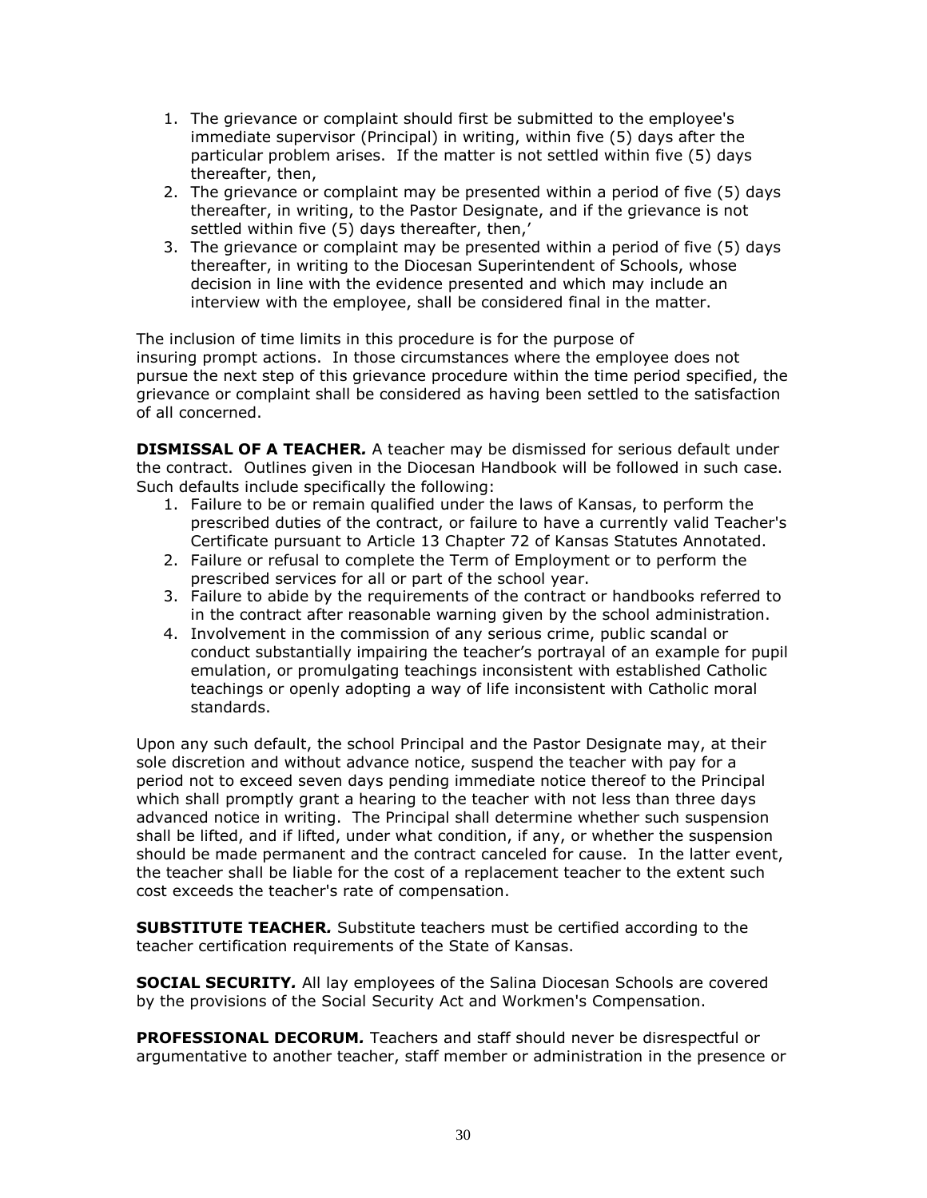1. The grievance or complaint should first be submitted to the employee's immediate supervisor (Principal) in writing, within five (5) days after the particular problem arises. If the matter is not settled within five (5) days thereafter, then,
2. The grievance or complaint may be presented within a period of five (5) days thereafter, in writing, to the Pastor Designate, and if the grievance is not settled within five (5) days thereafter, then,'
3. The grievance or complaint may be presented within a period of five (5) days thereafter, in writing to the Diocesan Superintendent of Schools, whose decision in line with the evidence presented and which may include an interview with the employee, shall be considered final in the matter.

The inclusion of time limits in this procedure is for the purpose of insuring prompt actions. In those circumstances where the employee does not pursue the next step of this grievance procedure within the time period specified, the grievance or complaint shall be considered as having been settled to the satisfaction of all concerned.

**DISMISSAL OF A TEACHER***.* A teacher may be dismissed for serious default under the contract. Outlines given in the Diocesan Handbook will be followed in such case. Such defaults include specifically the following:

1. Failure to be or remain qualified under the laws of Kansas, to perform the prescribed duties of the contract, or failure to have a currently valid Teacher's Certificate pursuant to Article 13 Chapter 72 of Kansas Statutes Annotated.
2. Failure or refusal to complete the Term of Employment or to perform the prescribed services for all or part of the school year.
3. Failure to abide by the requirements of the contract or handbooks referred to in the contract after reasonable warning given by the school administration.
4. Involvement in the commission of any serious crime, public scandal or conduct substantially impairing the teacher's portrayal of an example for pupil emulation, or promulgating teachings inconsistent with established Catholic teachings or openly adopting a way of life inconsistent with Catholic moral standards.

Upon any such default, the school Principal and the Pastor Designate may, at their sole discretion and without advance notice, suspend the teacher with pay for a period not to exceed seven days pending immediate notice thereof to the Principal which shall promptly grant a hearing to the teacher with not less than three days advanced notice in writing. The Principal shall determine whether such suspension shall be lifted, and if lifted, under what condition, if any, or whether the suspension should be made permanent and the contract canceled for cause. In the latter event, the teacher shall be liable for the cost of a replacement teacher to the extent such cost exceeds the teacher's rate of compensation.

**SUBSTITUTE TEACHER***.* Substitute teachers must be certified according to the teacher certification requirements of the State of Kansas.

**SOCIAL SECURITY***.* All lay employees of the Salina Diocesan Schools are covered by the provisions of the Social Security Act and Workmen's Compensation.

**PROFESSIONAL DECORUM***.* Teachers and staff should never be disrespectful or argumentative to another teacher, staff member or administration in the presence or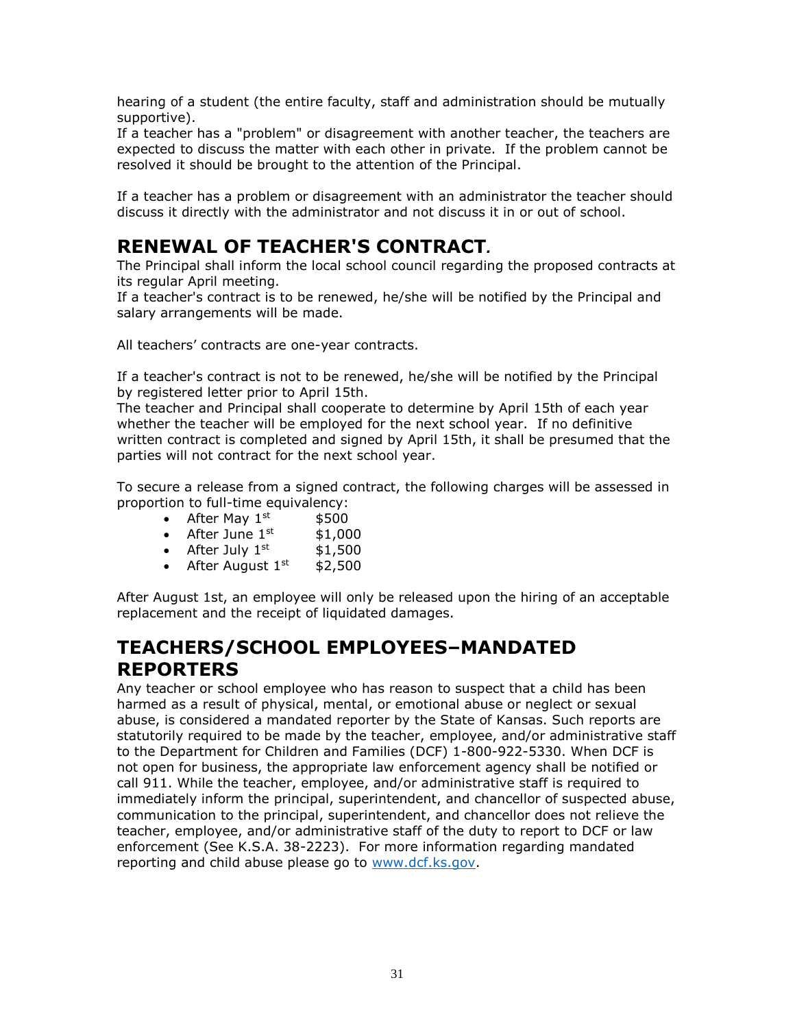hearing of a student (the entire faculty, staff and administration should be mutually supportive).

If a teacher has a "problem" or disagreement with another teacher, the teachers are expected to discuss the matter with each other in private. If the problem cannot be resolved it should be brought to the attention of the Principal.

If a teacher has a problem or disagreement with an administrator the teacher should discuss it directly with the administrator and not discuss it in or out of school.

## RENEWAL OF TEACHER'S CONTRACT.

The Principal shall inform the local school council regarding the proposed contracts at its regular April meeting.

If a teacher's contract is to be renewed, he/she will be notified by the Principal and salary arrangements will be made.

All teachers' contracts are one-year contracts.

If a teacher's contract is not to be renewed, he/she will be notified by the Principal by registered letter prior to April 15th.

The teacher and Principal shall cooperate to determine by April 15th of each year whether the teacher will be employed for the next school year. If no definitive written contract is completed and signed by April 15th, it shall be presumed that the parties will not contract for the next school year.

To secure a release from a signed contract, the following charges will be assessed in proportion to full-time equivalency:

- After May 1st $500
- After June 1st $1,000
- After July 1st $1,500
- After August 1st $2,500

After August 1st, an employee will only be released upon the hiring of an acceptable replacement and the receipt of liquidated damages.

## TEACHERS/SCHOOL EMPLOYEES–MANDATED REPORTERS

Any teacher or school employee who has reason to suspect that a child has been harmed as a result of physical, mental, or emotional abuse or neglect or sexual abuse, is considered a mandated reporter by the State of Kansas. Such reports are statutorily required to be made by the teacher, employee, and/or administrative staff to the Department for Children and Families (DCF) 1-800-922-5330. When DCF is not open for business, the appropriate law enforcement agency shall be notified or call 911. While the teacher, employee, and/or administrative staff is required to immediately inform the principal, superintendent, and chancellor of suspected abuse, communication to the principal, superintendent, and chancellor does not relieve the teacher, employee, and/or administrative staff of the duty to report to DCF or law enforcement (See K.S.A. 38-2223). For more information regarding mandated reporting and child abuse please go to www.dcf.ks.gov.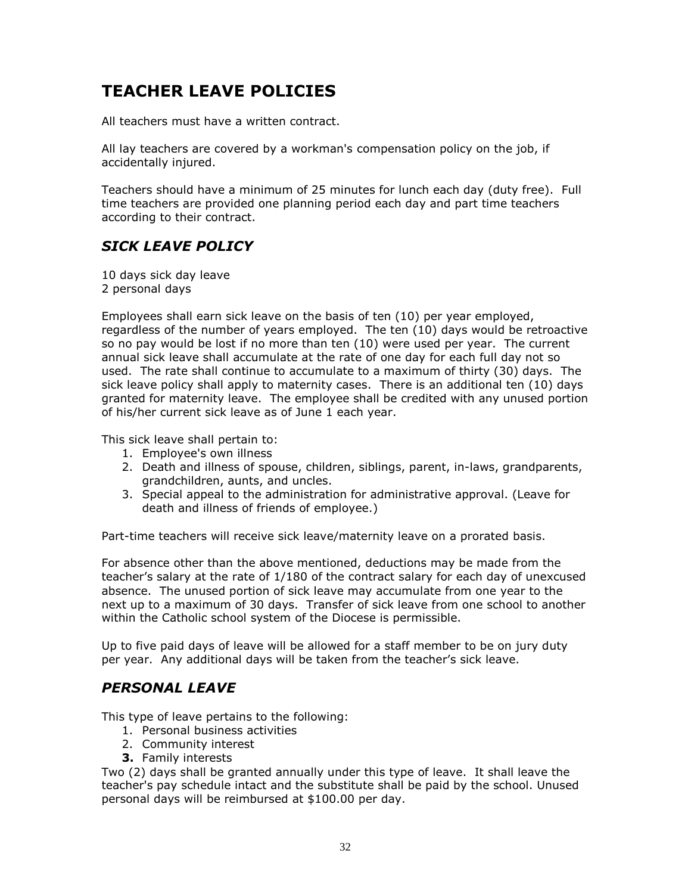# TEACHER LEAVE POLICIES

All teachers must have a written contract.

All lay teachers are covered by a workman's compensation policy on the job, if accidentally injured.

Teachers should have a minimum of 25 minutes for lunch each day (duty free). Full time teachers are provided one planning period each day and part time teachers according to their contract.

## *SICK LEAVE POLICY*

10 days sick day leave
2 personal days

Employees shall earn sick leave on the basis of ten (10) per year employed, regardless of the number of years employed. The ten (10) days would be retroactive so no pay would be lost if no more than ten (10) were used per year. The current annual sick leave shall accumulate at the rate of one day for each full day not so used. The rate shall continue to accumulate to a maximum of thirty (30) days. The sick leave policy shall apply to maternity cases. There is an additional ten (10) days granted for maternity leave. The employee shall be credited with any unused portion of his/her current sick leave as of June 1 each year.

This sick leave shall pertain to:

1. Employee's own illness
2. Death and illness of spouse, children, siblings, parent, in-laws, grandparents, grandchildren, aunts, and uncles.
3. Special appeal to the administration for administrative approval. (Leave for death and illness of friends of employee.)

Part-time teachers will receive sick leave/maternity leave on a prorated basis.

For absence other than the above mentioned, deductions may be made from the teacher's salary at the rate of 1/180 of the contract salary for each day of unexcused absence. The unused portion of sick leave may accumulate from one year to the next up to a maximum of 30 days. Transfer of sick leave from one school to another within the Catholic school system of the Diocese is permissible.

Up to five paid days of leave will be allowed for a staff member to be on jury duty per year. Any additional days will be taken from the teacher's sick leave.

## *PERSONAL LEAVE*

This type of leave pertains to the following:

1. Personal business activities
2. Community interest
3. Family interests

Two (2) days shall be granted annually under this type of leave. It shall leave the teacher's pay schedule intact and the substitute shall be paid by the school. Unused personal days will be reimbursed at $100.00 per day.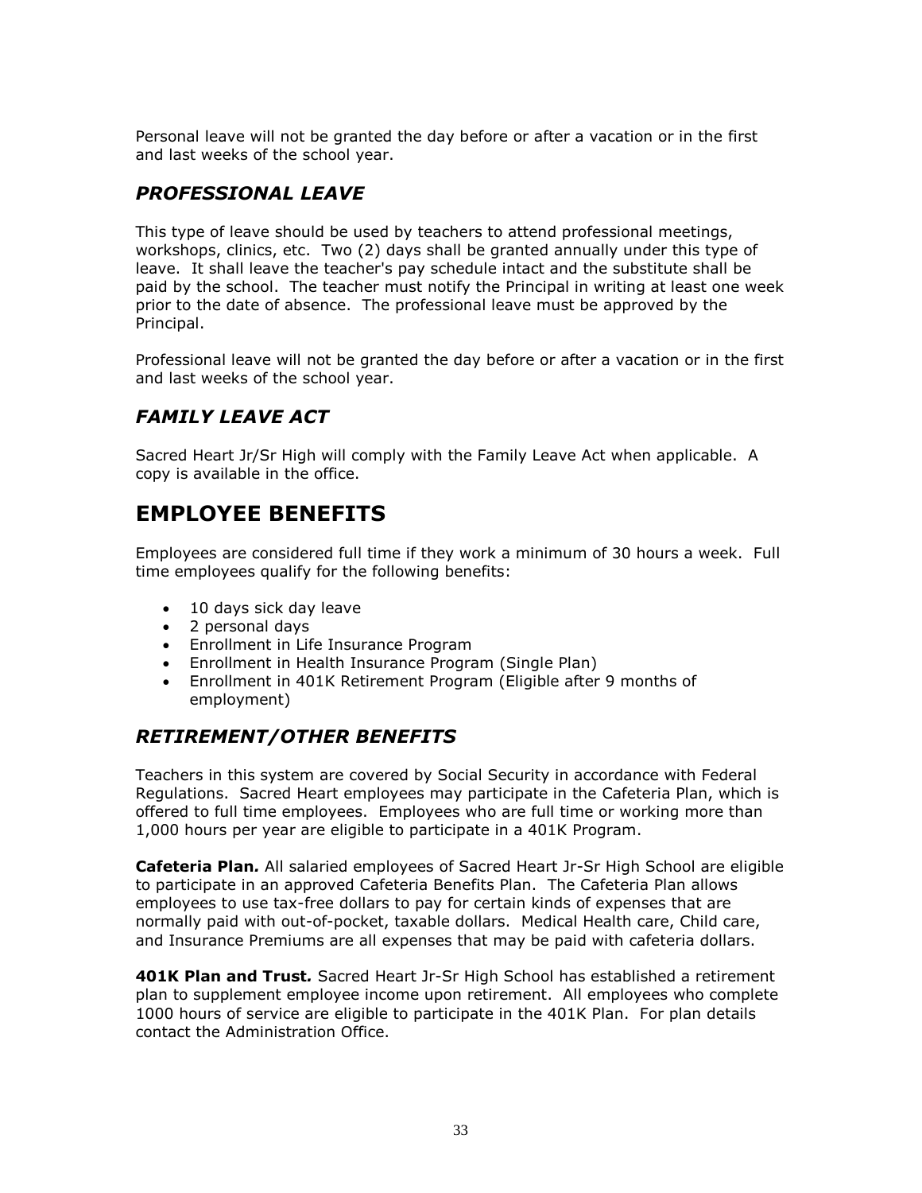Personal leave will not be granted the day before or after a vacation or in the first and last weeks of the school year.

### *PROFESSIONAL LEAVE*

This type of leave should be used by teachers to attend professional meetings, workshops, clinics, etc. Two (2) days shall be granted annually under this type of leave. It shall leave the teacher's pay schedule intact and the substitute shall be paid by the school. The teacher must notify the Principal in writing at least one week prior to the date of absence. The professional leave must be approved by the Principal.

Professional leave will not be granted the day before or after a vacation or in the first and last weeks of the school year.

### *FAMILY LEAVE ACT*

Sacred Heart Jr/Sr High will comply with the Family Leave Act when applicable. A copy is available in the office.

## EMPLOYEE BENEFITS

Employees are considered full time if they work a minimum of 30 hours a week. Full time employees qualify for the following benefits:

- 10 days sick day leave
- 2 personal days
- Enrollment in Life Insurance Program
- Enrollment in Health Insurance Program (Single Plan)
- Enrollment in 401K Retirement Program (Eligible after 9 months of employment)

### *RETIREMENT/OTHER BENEFITS*

Teachers in this system are covered by Social Security in accordance with Federal Regulations. Sacred Heart employees may participate in the Cafeteria Plan, which is offered to full time employees. Employees who are full time or working more than 1,000 hours per year are eligible to participate in a 401K Program.

**Cafeteria Plan.** All salaried employees of Sacred Heart Jr-Sr High School are eligible to participate in an approved Cafeteria Benefits Plan. The Cafeteria Plan allows employees to use tax-free dollars to pay for certain kinds of expenses that are normally paid with out-of-pocket, taxable dollars. Medical Health care, Child care, and Insurance Premiums are all expenses that may be paid with cafeteria dollars.

**401K Plan and Trust.** Sacred Heart Jr-Sr High School has established a retirement plan to supplement employee income upon retirement. All employees who complete 1000 hours of service are eligible to participate in the 401K Plan. For plan details contact the Administration Office.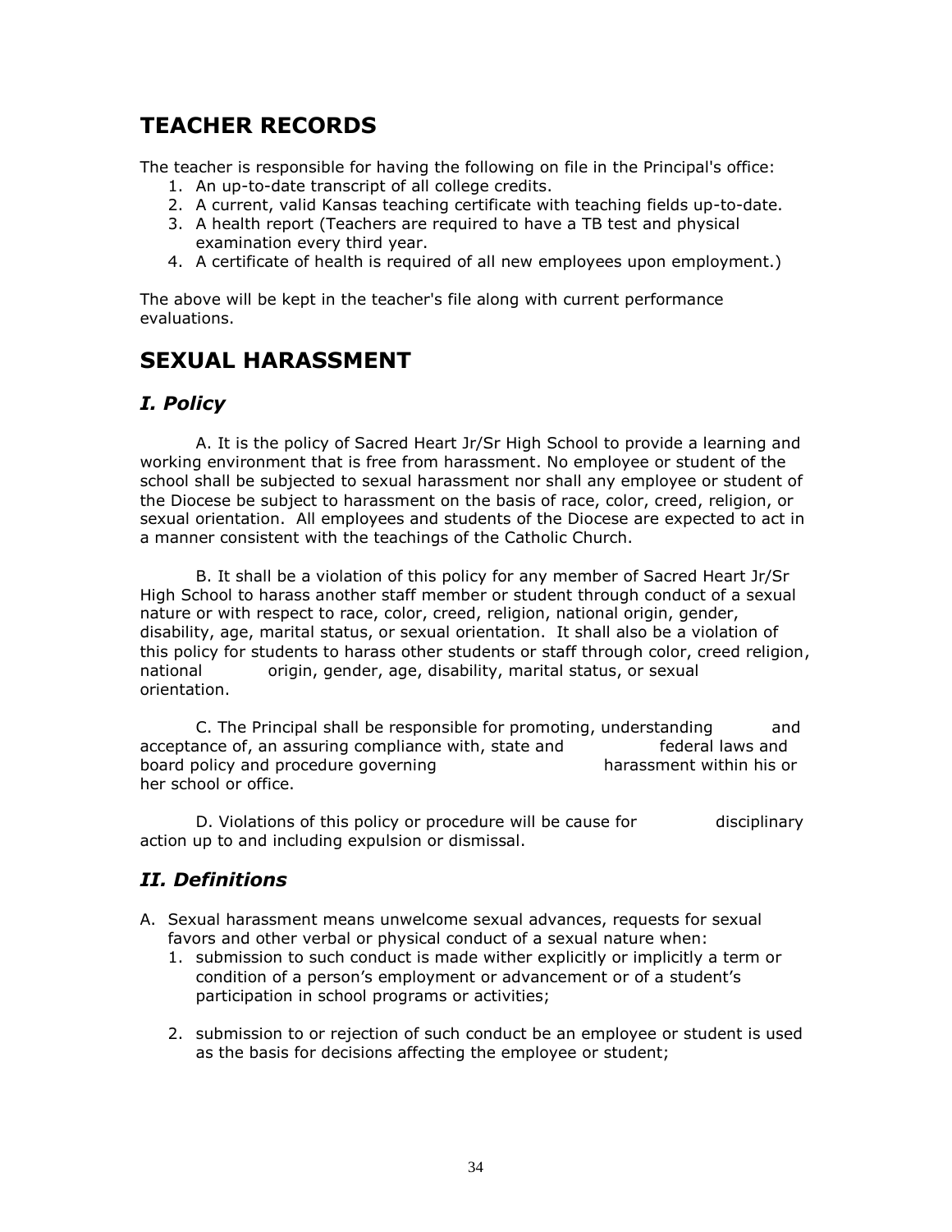## TEACHER RECORDS

The teacher is responsible for having the following on file in the Principal's office:

1. An up-to-date transcript of all college credits.
2. A current, valid Kansas teaching certificate with teaching fields up-to-date.
3. A health report (Teachers are required to have a TB test and physical examination every third year.
4. A certificate of health is required of all new employees upon employment.)

The above will be kept in the teacher's file along with current performance evaluations.

## SEXUAL HARASSMENT

### *I. Policy*

A. It is the policy of Sacred Heart Jr/Sr High School to provide a learning and working environment that is free from harassment. No employee or student of the school shall be subjected to sexual harassment nor shall any employee or student of the Diocese be subject to harassment on the basis of race, color, creed, religion, or sexual orientation. All employees and students of the Diocese are expected to act in a manner consistent with the teachings of the Catholic Church.

B. It shall be a violation of this policy for any member of Sacred Heart Jr/Sr High School to harass another staff member or student through conduct of a sexual nature or with respect to race, color, creed, religion, national origin, gender, disability, age, marital status, or sexual orientation. It shall also be a violation of this policy for students to harass other students or staff through color, creed religion, national origin, gender, age, disability, marital status, or sexual orientation.

C. The Principal shall be responsible for promoting, understanding and acceptance of, an assuring compliance with, state and federal laws and board policy and procedure governing harassment within his or her school or office.

D. Violations of this policy or procedure will be cause for disciplinary action up to and including expulsion or dismissal.

### *II. Definitions*

A. Sexual harassment means unwelcome sexual advances, requests for sexual favors and other verbal or physical conduct of a sexual nature when:
   1. submission to such conduct is made wither explicitly or implicitly a term or condition of a person's employment or advancement or of a student's participation in school programs or activities;

   2. submission to or rejection of such conduct be an employee or student is used as the basis for decisions affecting the employee or student;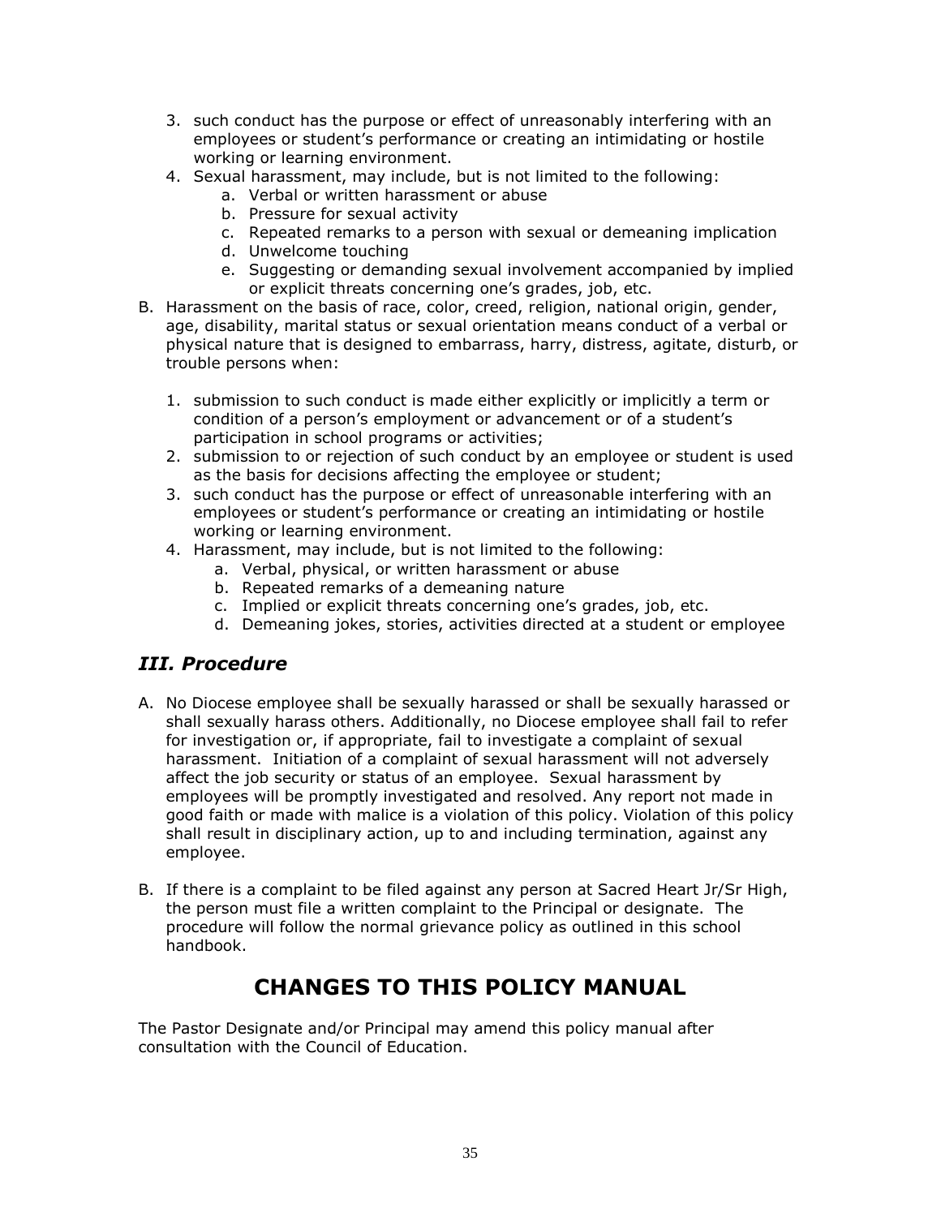3. such conduct has the purpose or effect of unreasonably interfering with an employees or student's performance or creating an intimidating or hostile working or learning environment.
4. Sexual harassment, may include, but is not limited to the following:
   a. Verbal or written harassment or abuse
   b. Pressure for sexual activity
   c. Repeated remarks to a person with sexual or demeaning implication
   d. Unwelcome touching
   e. Suggesting or demanding sexual involvement accompanied by implied or explicit threats concerning one's grades, job, etc.

B. Harassment on the basis of race, color, creed, religion, national origin, gender, age, disability, marital status or sexual orientation means conduct of a verbal or physical nature that is designed to embarrass, harry, distress, agitate, disturb, or trouble persons when:

1. submission to such conduct is made either explicitly or implicitly a term or condition of a person's employment or advancement or of a student's participation in school programs or activities;
2. submission to or rejection of such conduct by an employee or student is used as the basis for decisions affecting the employee or student;
3. such conduct has the purpose or effect of unreasonable interfering with an employees or student's performance or creating an intimidating or hostile working or learning environment.
4. Harassment, may include, but is not limited to the following:
   a. Verbal, physical, or written harassment or abuse
   b. Repeated remarks of a demeaning nature
   c. Implied or explicit threats concerning one's grades, job, etc.
   d. Demeaning jokes, stories, activities directed at a student or employee

## *III. Procedure*

A. No Diocese employee shall be sexually harassed or shall be sexually harassed or shall sexually harass others. Additionally, no Diocese employee shall fail to refer for investigation or, if appropriate, fail to investigate a complaint of sexual harassment. Initiation of a complaint of sexual harassment will not adversely affect the job security or status of an employee. Sexual harassment by employees will be promptly investigated and resolved. Any report not made in good faith or made with malice is a violation of this policy. Violation of this policy shall result in disciplinary action, up to and including termination, against any employee.

B. If there is a complaint to be filed against any person at Sacred Heart Jr/Sr High, the person must file a written complaint to the Principal or designate. The procedure will follow the normal grievance policy as outlined in this school handbook.

# CHANGES TO THIS POLICY MANUAL

The Pastor Designate and/or Principal may amend this policy manual after consultation with the Council of Education.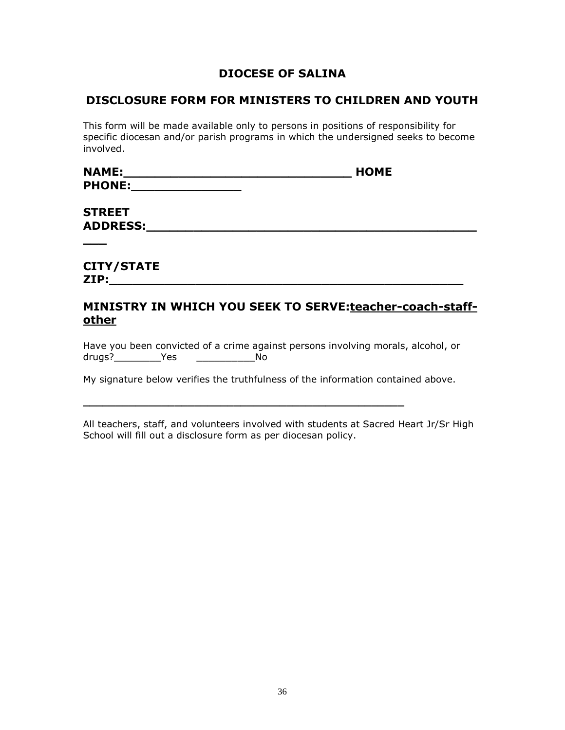# DIOCESE OF SALINA

## DISCLOSURE FORM FOR MINISTERS TO CHILDREN AND YOUTH

This form will be made available only to persons in positions of responsibility for specific diocesan and/or parish programs in which the undersigned seeks to become involved.

**NAME:_______________________________ HOME PHONE:_______________**

**STREET ADDRESS:_____________________________________________ ___**

**CITY/STATE ZIP:_________________________________________________**

### MINISTRY IN WHICH YOU SEEK TO SERVE:teacher-coach-staff-other

Have you been convicted of a crime against persons involving morals, alcohol, or drugs?________Yes __________No

My signature below verifies the truthfulness of the information contained above.

_________________________________________________

All teachers, staff, and volunteers involved with students at Sacred Heart Jr/Sr High School will fill out a disclosure form as per diocesan policy.